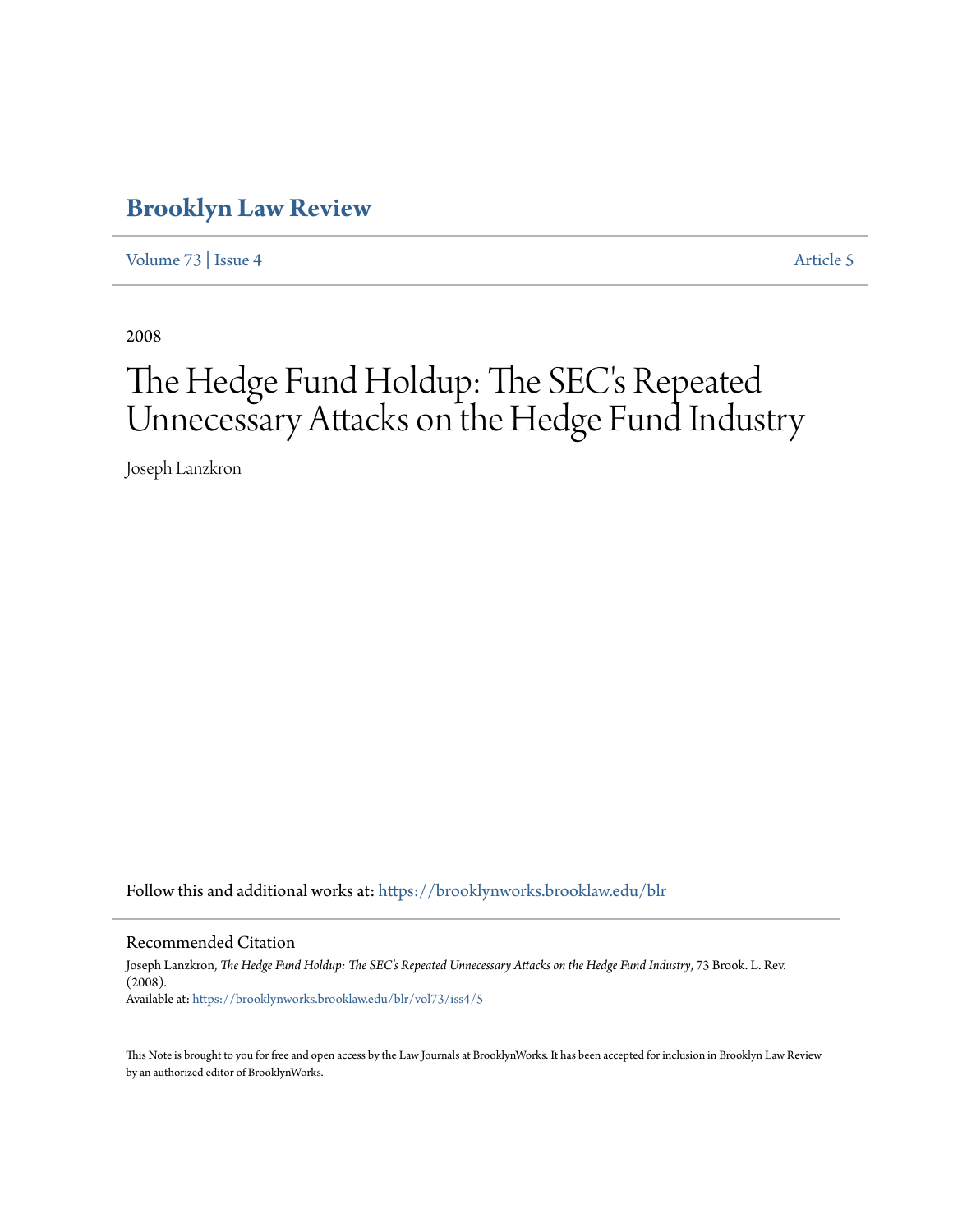# Brooklyn Law Review

Volume 73 | Issue 4 Article 5

2008

# The Hedge Fund Holdup: The SEC's Repeated Unnecessary Attacks on the Hedge Fund Industry

Joseph Lanzkron

Follow this and additional works at: https://brooklynworks.brooklaw.edu/blr

## Recommended Citation

Joseph Lanzkron, *The Hedge Fund Holdup: The SEC's Repeated Unnecessary Attacks on the Hedge Fund Industry*, 73 Brook. L. Rev. (2008).
Available at: https://brooklynworks.brooklaw.edu/blr/vol73/iss4/5

This Note is brought to you for free and open access by the Law Journals at BrooklynWorks. It has been accepted for inclusion in Brooklyn Law Review by an authorized editor of BrooklynWorks.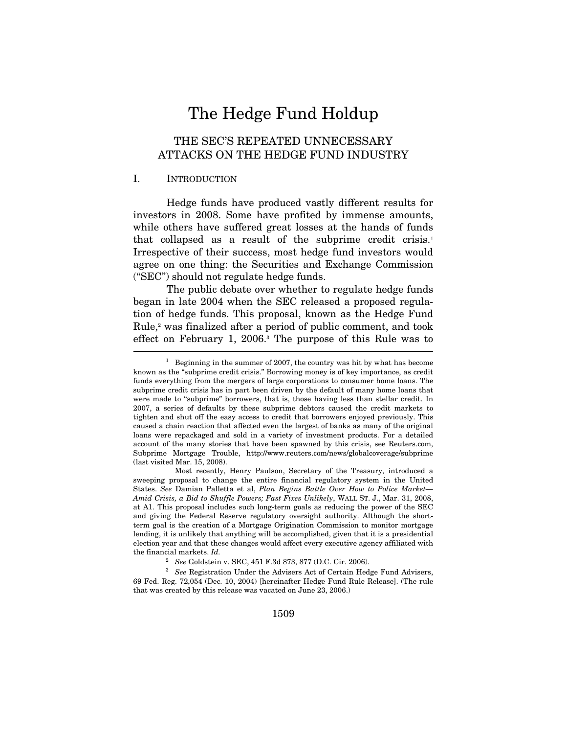# The Hedge Fund Holdup

## THE SEC'S REPEATED UNNECESSARY ATTACKS ON THE HEDGE FUND INDUSTRY

### I. INTRODUCTION

Hedge funds have produced vastly different results for investors in 2008. Some have profited by immense amounts, while others have suffered great losses at the hands of funds that collapsed as a result of the subprime credit crisis.[1] Irrespective of their success, most hedge fund investors would agree on one thing: the Securities and Exchange Commission ("SEC") should not regulate hedge funds.

The public debate over whether to regulate hedge funds began in late 2004 when the SEC released a proposed regulation of hedge funds. This proposal, known as the Hedge Fund Rule,[2] was finalized after a period of public comment, and took effect on February 1, 2006.[3] The purpose of this Rule was to

---

[1] Beginning in the summer of 2007, the country was hit by what has become known as the "subprime credit crisis." Borrowing money is of key importance, as credit funds everything from the mergers of large corporations to consumer home loans. The subprime credit crisis has in part been driven by the default of many home loans that were made to "subprime" borrowers, that is, those having less than stellar credit. In 2007, a series of defaults by these subprime debtors caused the credit markets to tighten and shut off the easy access to credit that borrowers enjoyed previously. This caused a chain reaction that affected even the largest of banks as many of the original loans were repackaged and sold in a variety of investment products. For a detailed account of the many stories that have been spawned by this crisis, see Reuters.com, Subprime Mortgage Trouble, http://www.reuters.com/news/globalcoverage/subprime (last visited Mar. 15, 2008).

Most recently, Henry Paulson, Secretary of the Treasury, introduced a sweeping proposal to change the entire financial regulatory system in the United States. *See* Damian Palletta et al, *Plan Begins Battle Over How to Police Market—Amid Crisis, a Bid to Shuffle Powers; Fast Fixes Unlikely*, WALL ST. J., Mar. 31, 2008, at A1. This proposal includes such long-term goals as reducing the power of the SEC and giving the Federal Reserve regulatory oversight authority. Although the short-term goal is the creation of a Mortgage Origination Commission to monitor mortgage lending, it is unlikely that anything will be accomplished, given that it is a presidential election year and that these changes would affect every executive agency affiliated with the financial markets. *Id.*

[2] *See* Goldstein v. SEC, 451 F.3d 873, 877 (D.C. Cir. 2006).

[3] *See* Registration Under the Advisers Act of Certain Hedge Fund Advisers, 69 Fed. Reg. 72,054 (Dec. 10, 2004) [hereinafter Hedge Fund Rule Release]. (The rule that was created by this release was vacated on June 23, 2006.)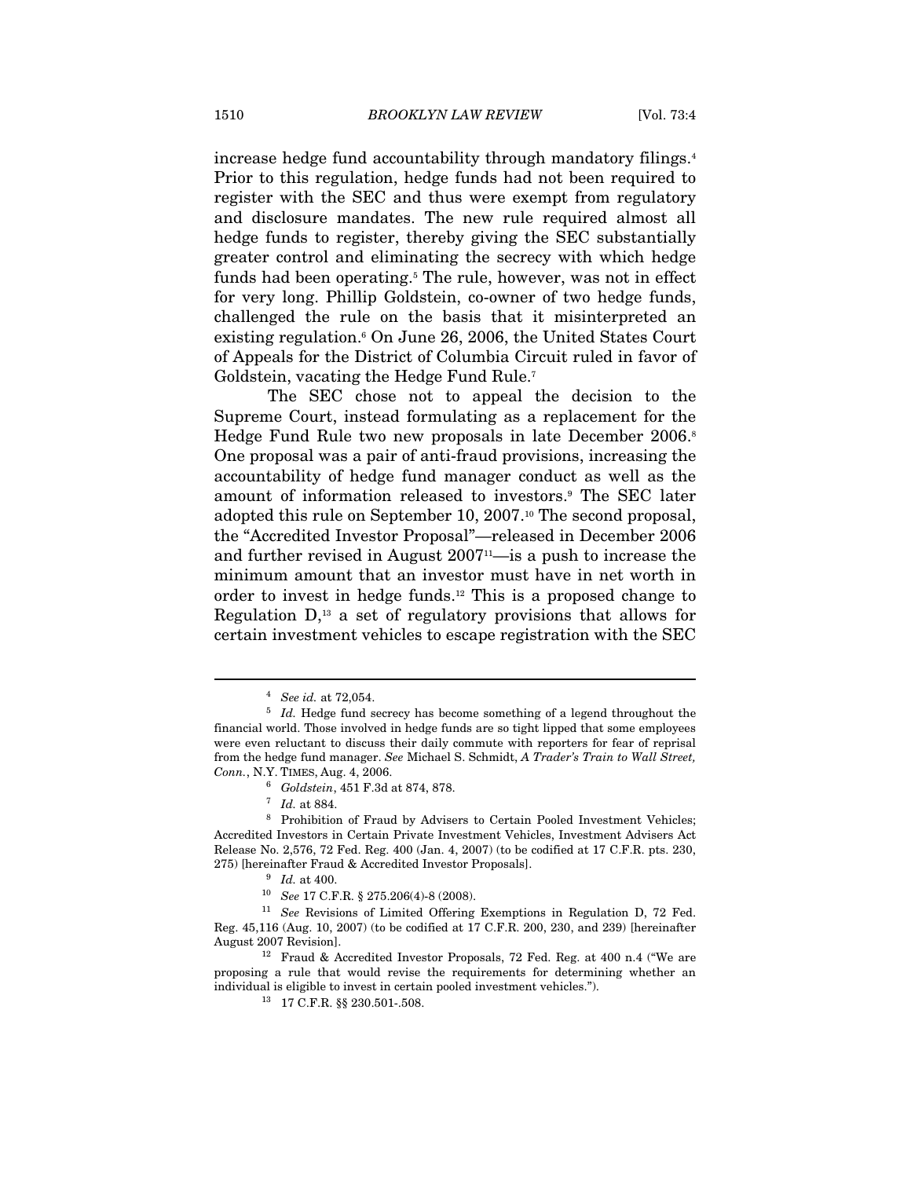increase hedge fund accountability through mandatory filings.[4] Prior to this regulation, hedge funds had not been required to register with the SEC and thus were exempt from regulatory and disclosure mandates. The new rule required almost all hedge funds to register, thereby giving the SEC substantially greater control and eliminating the secrecy with which hedge funds had been operating.[5] The rule, however, was not in effect for very long. Phillip Goldstein, co-owner of two hedge funds, challenged the rule on the basis that it misinterpreted an existing regulation.[6] On June 26, 2006, the United States Court of Appeals for the District of Columbia Circuit ruled in favor of Goldstein, vacating the Hedge Fund Rule.[7]

The SEC chose not to appeal the decision to the Supreme Court, instead formulating as a replacement for the Hedge Fund Rule two new proposals in late December 2006.[8] One proposal was a pair of anti-fraud provisions, increasing the accountability of hedge fund manager conduct as well as the amount of information released to investors.[9] The SEC later adopted this rule on September 10, 2007.[10] The second proposal, the "Accredited Investor Proposal"—released in December 2006 and further revised in August 2007[11]—is a push to increase the minimum amount that an investor must have in net worth in order to invest in hedge funds.[12] This is a proposed change to Regulation D,[13] a set of regulatory provisions that allows for certain investment vehicles to escape registration with the SEC

---

[4] *See id.* at 72,054.

[5] *Id.* Hedge fund secrecy has become something of a legend throughout the financial world. Those involved in hedge funds are so tight lipped that some employees were even reluctant to discuss their daily commute with reporters for fear of reprisal from the hedge fund manager. *See* Michael S. Schmidt, *A Trader's Train to Wall Street, Conn.*, N.Y. TIMES, Aug. 4, 2006.

[6] *Goldstein*, 451 F.3d at 874, 878.

[7] *Id.* at 884.

[8] Prohibition of Fraud by Advisers to Certain Pooled Investment Vehicles; Accredited Investors in Certain Private Investment Vehicles, Investment Advisers Act Release No. 2,576, 72 Fed. Reg. 400 (Jan. 4, 2007) (to be codified at 17 C.F.R. pts. 230, 275) [hereinafter Fraud & Accredited Investor Proposals].

[9] *Id.* at 400.

[10] *See* 17 C.F.R. § 275.206(4)-8 (2008).

[11] *See* Revisions of Limited Offering Exemptions in Regulation D, 72 Fed. Reg. 45,116 (Aug. 10, 2007) (to be codified at 17 C.F.R. 200, 230, and 239) [hereinafter August 2007 Revision].

[12] Fraud & Accredited Investor Proposals, 72 Fed. Reg. at 400 n.4 ("We are proposing a rule that would revise the requirements for determining whether an individual is eligible to invest in certain pooled investment vehicles.").

[13] 17 C.F.R. §§ 230.501-.508.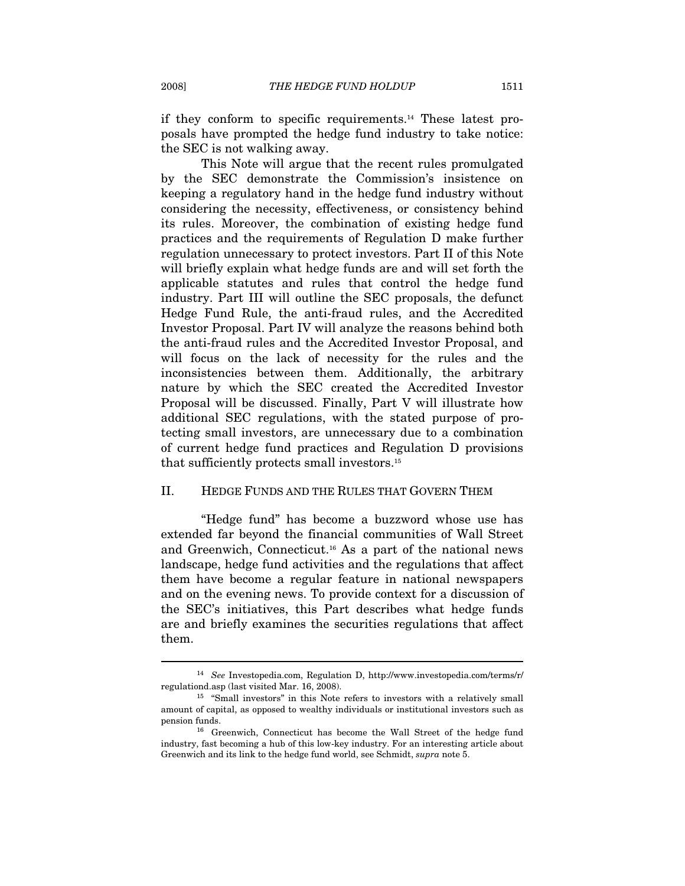if they conform to specific requirements.[14] These latest proposals have prompted the hedge fund industry to take notice: the SEC is not walking away.

This Note will argue that the recent rules promulgated by the SEC demonstrate the Commission's insistence on keeping a regulatory hand in the hedge fund industry without considering the necessity, effectiveness, or consistency behind its rules. Moreover, the combination of existing hedge fund practices and the requirements of Regulation D make further regulation unnecessary to protect investors. Part II of this Note will briefly explain what hedge funds are and will set forth the applicable statutes and rules that control the hedge fund industry. Part III will outline the SEC proposals, the defunct Hedge Fund Rule, the anti-fraud rules, and the Accredited Investor Proposal. Part IV will analyze the reasons behind both the anti-fraud rules and the Accredited Investor Proposal, and will focus on the lack of necessity for the rules and the inconsistencies between them. Additionally, the arbitrary nature by which the SEC created the Accredited Investor Proposal will be discussed. Finally, Part V will illustrate how additional SEC regulations, with the stated purpose of protecting small investors, are unnecessary due to a combination of current hedge fund practices and Regulation D provisions that sufficiently protects small investors.[15]

## II. HEDGE FUNDS AND THE RULES THAT GOVERN THEM

"Hedge fund" has become a buzzword whose use has extended far beyond the financial communities of Wall Street and Greenwich, Connecticut.[16] As a part of the national news landscape, hedge fund activities and the regulations that affect them have become a regular feature in national newspapers and on the evening news. To provide context for a discussion of the SEC's initiatives, this Part describes what hedge funds are and briefly examines the securities regulations that affect them.

---

[14] *See* Investopedia.com, Regulation D, http://www.investopedia.com/terms/r/regulationd.asp (last visited Mar. 16, 2008).

[15] "Small investors" in this Note refers to investors with a relatively small amount of capital, as opposed to wealthy individuals or institutional investors such as pension funds.

[16] Greenwich, Connecticut has become the Wall Street of the hedge fund industry, fast becoming a hub of this low-key industry. For an interesting article about Greenwich and its link to the hedge fund world, see Schmidt, *supra* note 5.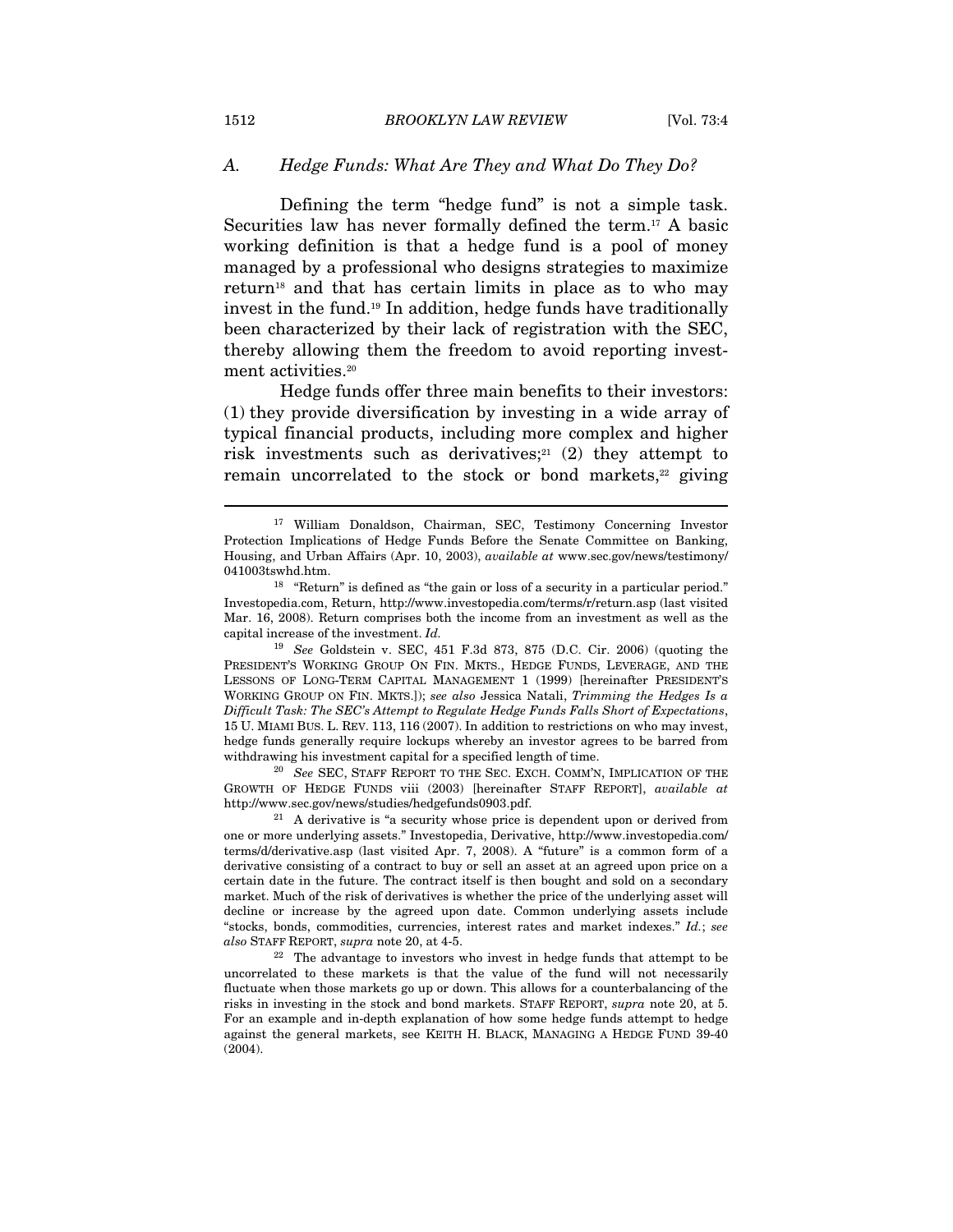### A. *Hedge Funds: What Are They and What Do They Do?*

Defining the term "hedge fund" is not a simple task. Securities law has never formally defined the term.[17] A basic working definition is that a hedge fund is a pool of money managed by a professional who designs strategies to maximize return[18] and that has certain limits in place as to who may invest in the fund.[19] In addition, hedge funds have traditionally been characterized by their lack of registration with the SEC, thereby allowing them the freedom to avoid reporting investment activities.[20]

Hedge funds offer three main benefits to their investors: (1) they provide diversification by investing in a wide array of typical financial products, including more complex and higher risk investments such as derivatives;[21] (2) they attempt to remain uncorrelated to the stock or bond markets,[22] giving

---

[17] William Donaldson, Chairman, SEC, Testimony Concerning Investor Protection Implications of Hedge Funds Before the Senate Committee on Banking, Housing, and Urban Affairs (Apr. 10, 2003), *available at* www.sec.gov/news/testimony/041003tswhd.htm.

[18] "Return" is defined as "the gain or loss of a security in a particular period." Investopedia.com, Return, http://www.investopedia.com/terms/r/return.asp (last visited Mar. 16, 2008). Return comprises both the income from an investment as well as the capital increase of the investment. *Id.*

[19] *See* Goldstein v. SEC, 451 F.3d 873, 875 (D.C. Cir. 2006) (quoting the PRESIDENT'S WORKING GROUP ON FIN. MKTS., HEDGE FUNDS, LEVERAGE, AND THE LESSONS OF LONG-TERM CAPITAL MANAGEMENT 1 (1999) [hereinafter PRESIDENT'S WORKING GROUP ON FIN. MKTS.]); *see also* Jessica Natali, *Trimming the Hedges Is a Difficult Task: The SEC's Attempt to Regulate Hedge Funds Falls Short of Expectations*, 15 U. MIAMI BUS. L. REV. 113, 116 (2007). In addition to restrictions on who may invest, hedge funds generally require lockups whereby an investor agrees to be barred from withdrawing his investment capital for a specified length of time.

[20] *See* SEC, STAFF REPORT TO THE SEC. EXCH. COMM'N, IMPLICATION OF THE GROWTH OF HEDGE FUNDS viii (2003) [hereinafter STAFF REPORT], *available at* http://www.sec.gov/news/studies/hedgefunds0903.pdf.

[21] A derivative is "a security whose price is dependent upon or derived from one or more underlying assets." Investopedia, Derivative, http://www.investopedia.com/terms/d/derivative.asp (last visited Apr. 7, 2008). A "future" is a common form of a derivative consisting of a contract to buy or sell an asset at an agreed upon price on a certain date in the future. The contract itself is then bought and sold on a secondary market. Much of the risk of derivatives is whether the price of the underlying asset will decline or increase by the agreed upon date. Common underlying assets include "stocks, bonds, commodities, currencies, interest rates and market indexes." *Id.*; *see also* STAFF REPORT, *supra* note 20, at 4-5.

[22] The advantage to investors who invest in hedge funds that attempt to be uncorrelated to these markets is that the value of the fund will not necessarily fluctuate when those markets go up or down. This allows for a counterbalancing of the risks in investing in the stock and bond markets. STAFF REPORT, *supra* note 20, at 5. For an example and in-depth explanation of how some hedge funds attempt to hedge against the general markets, see KEITH H. BLACK, MANAGING A HEDGE FUND 39-40 (2004).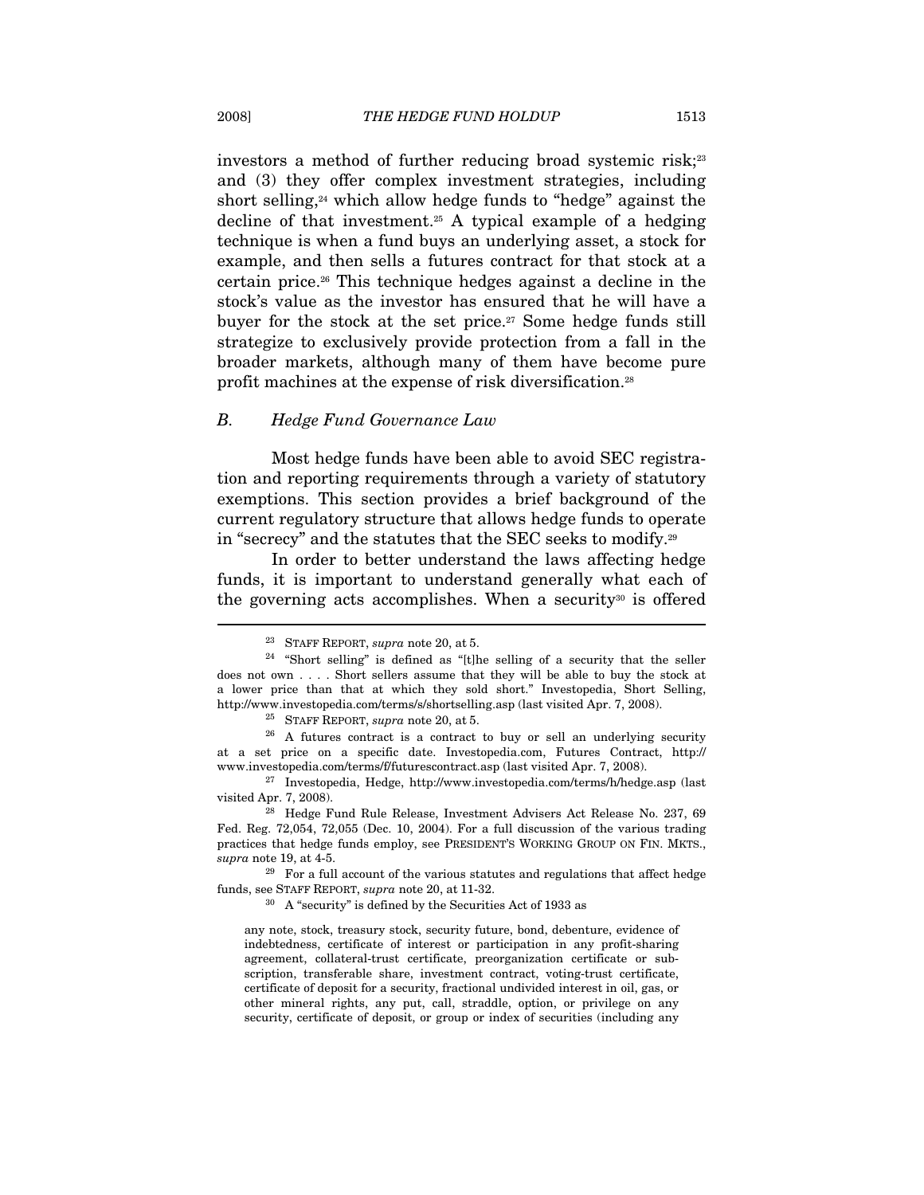investors a method of further reducing broad systemic risk;[23] and (3) they offer complex investment strategies, including short selling,[24] which allow hedge funds to "hedge" against the decline of that investment.[25] A typical example of a hedging technique is when a fund buys an underlying asset, a stock for example, and then sells a futures contract for that stock at a certain price.[26] This technique hedges against a decline in the stock's value as the investor has ensured that he will have a buyer for the stock at the set price.[27] Some hedge funds still strategize to exclusively provide protection from a fall in the broader markets, although many of them have become pure profit machines at the expense of risk diversification.[28]

### *B. Hedge Fund Governance Law*

Most hedge funds have been able to avoid SEC registration and reporting requirements through a variety of statutory exemptions. This section provides a brief background of the current regulatory structure that allows hedge funds to operate in "secrecy" and the statutes that the SEC seeks to modify.[29]

In order to better understand the laws affecting hedge funds, it is important to understand generally what each of the governing acts accomplishes. When a security[30] is offered

---

[23] STAFF REPORT, *supra* note 20, at 5.

[24] "Short selling" is defined as "[t]he selling of a security that the seller does not own . . . . Short sellers assume that they will be able to buy the stock at a lower price than that at which they sold short." Investopedia, Short Selling, http://www.investopedia.com/terms/s/shortselling.asp (last visited Apr. 7, 2008).

[25] STAFF REPORT, *supra* note 20, at 5.

[26] A futures contract is a contract to buy or sell an underlying security at a set price on a specific date. Investopedia.com, Futures Contract, http://www.investopedia.com/terms/f/futurescontract.asp (last visited Apr. 7, 2008).

[27] Investopedia, Hedge, http://www.investopedia.com/terms/h/hedge.asp (last visited Apr. 7, 2008).

[28] Hedge Fund Rule Release, Investment Advisers Act Release No. 237, 69 Fed. Reg. 72,054, 72,055 (Dec. 10, 2004). For a full discussion of the various trading practices that hedge funds employ, see PRESIDENT'S WORKING GROUP ON FIN. MKTS., *supra* note 19, at 4-5.

[29] For a full account of the various statutes and regulations that affect hedge funds, see STAFF REPORT, *supra* note 20, at 11-32.

[30] A "security" is defined by the Securities Act of 1933 as

> any note, stock, treasury stock, security future, bond, debenture, evidence of indebtedness, certificate of interest or participation in any profit-sharing agreement, collateral-trust certificate, preorganization certificate or subscription, transferable share, investment contract, voting-trust certificate, certificate of deposit for a security, fractional undivided interest in oil, gas, or other mineral rights, any put, call, straddle, option, or privilege on any security, certificate of deposit, or group or index of securities (including any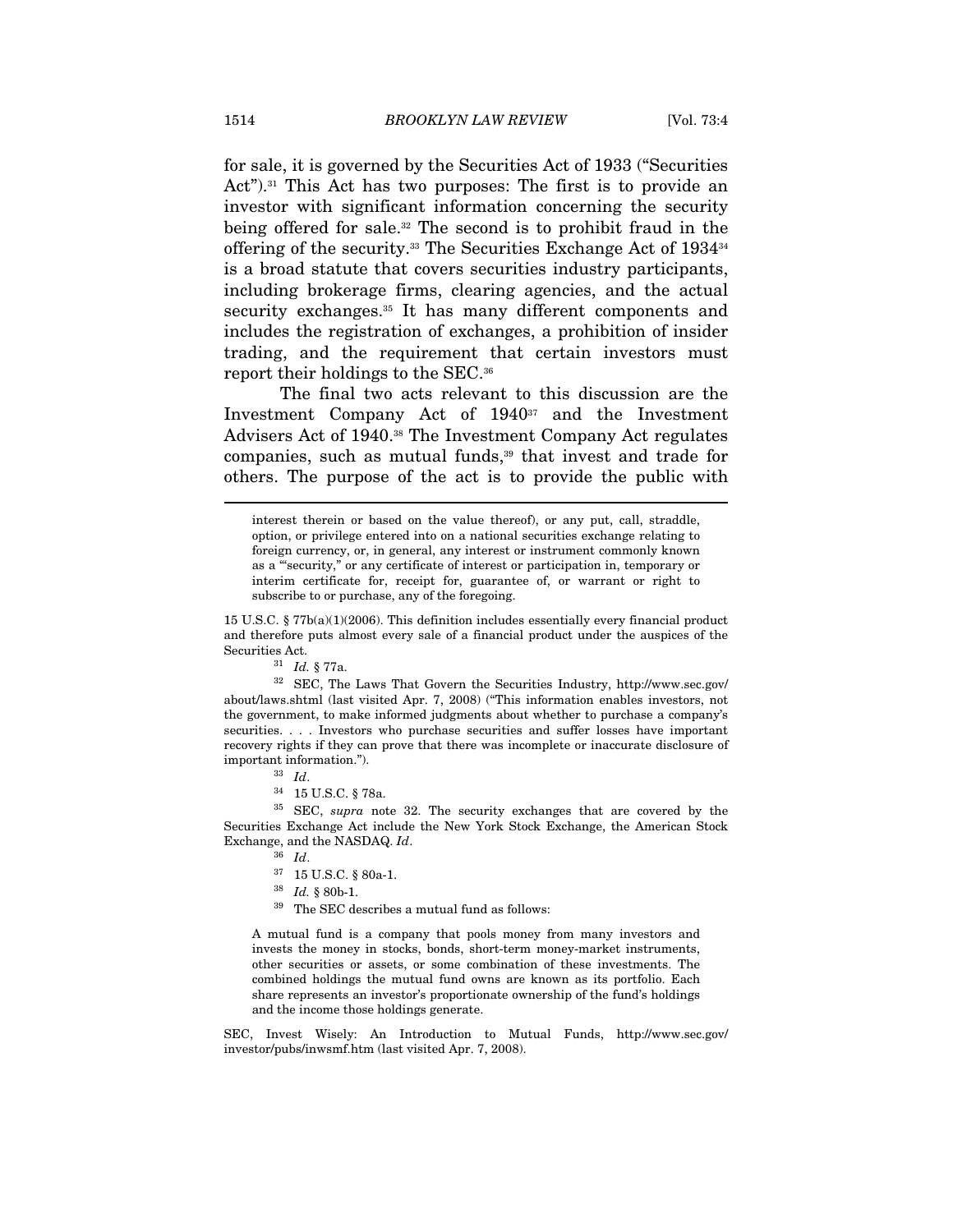for sale, it is governed by the Securities Act of 1933 ("Securities Act").[31] This Act has two purposes: The first is to provide an investor with significant information concerning the security being offered for sale.[32] The second is to prohibit fraud in the offering of the security.[33] The Securities Exchange Act of 1934[34] is a broad statute that covers securities industry participants, including brokerage firms, clearing agencies, and the actual security exchanges.[35] It has many different components and includes the registration of exchanges, a prohibition of insider trading, and the requirement that certain investors must report their holdings to the SEC.[36]

The final two acts relevant to this discussion are the Investment Company Act of 1940[37] and the Investment Advisers Act of 1940.[38] The Investment Company Act regulates companies, such as mutual funds,[39] that invest and trade for others. The purpose of the act is to provide the public with

---

> interest therein or based on the value thereof), or any put, call, straddle, option, or privilege entered into on a national securities exchange relating to foreign currency, or, in general, any interest or instrument commonly known as a "'security," or any certificate of interest or participation in, temporary or interim certificate for, receipt for, guarantee of, or warrant or right to subscribe to or purchase, any of the foregoing.

15 U.S.C. § 77b(a)(1)(2006). This definition includes essentially every financial product and therefore puts almost every sale of a financial product under the auspices of the Securities Act.

[31] *Id.* § 77a.

[32] SEC, The Laws That Govern the Securities Industry, http://www.sec.gov/about/laws.shtml (last visited Apr. 7, 2008) ("This information enables investors, not the government, to make informed judgments about whether to purchase a company's securities. . . . Investors who purchase securities and suffer losses have important recovery rights if they can prove that there was incomplete or inaccurate disclosure of important information.").

[33] *Id*.

[34] 15 U.S.C. § 78a.

[35] SEC, *supra* note 32. The security exchanges that are covered by the Securities Exchange Act include the New York Stock Exchange, the American Stock Exchange, and the NASDAQ. *Id*.

[36] *Id*.

[37] 15 U.S.C. § 80a-1.

[38] *Id.* § 80b-1.

[39] The SEC describes a mutual fund as follows:

> A mutual fund is a company that pools money from many investors and invests the money in stocks, bonds, short-term money-market instruments, other securities or assets, or some combination of these investments. The combined holdings the mutual fund owns are known as its portfolio. Each share represents an investor's proportionate ownership of the fund's holdings and the income those holdings generate.

SEC, Invest Wisely: An Introduction to Mutual Funds, http://www.sec.gov/investor/pubs/inwsmf.htm (last visited Apr. 7, 2008).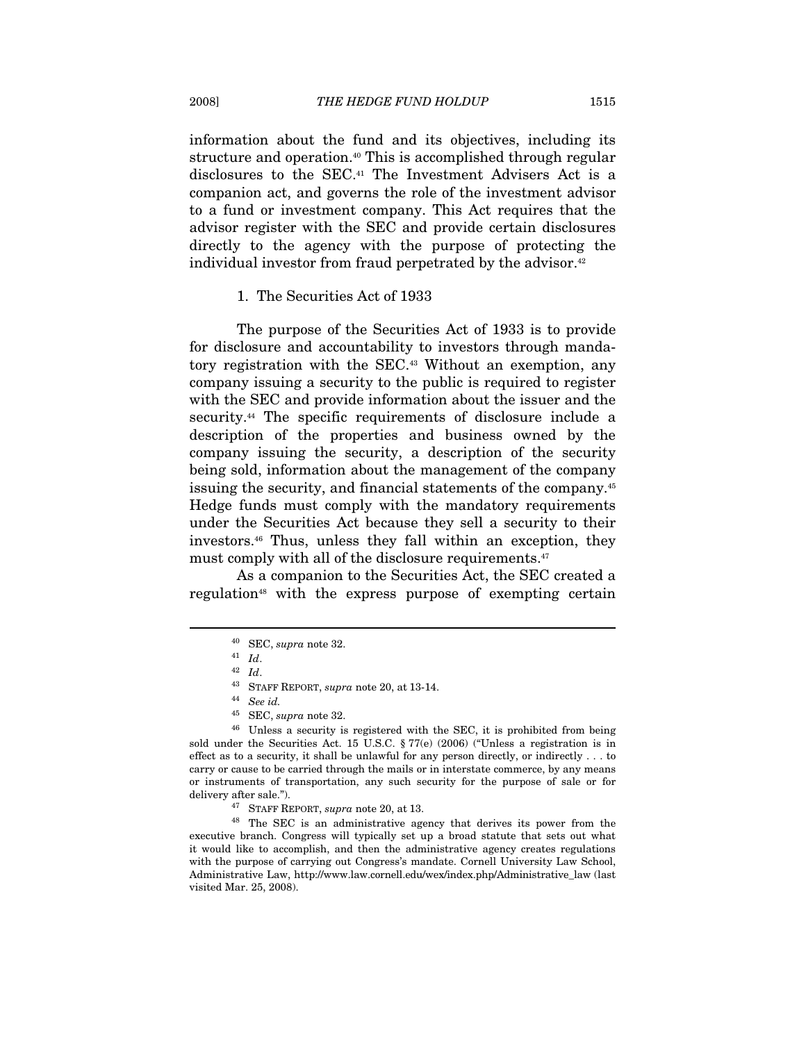information about the fund and its objectives, including its structure and operation.[40] This is accomplished through regular disclosures to the SEC.[41] The Investment Advisers Act is a companion act, and governs the role of the investment advisor to a fund or investment company. This Act requires that the advisor register with the SEC and provide certain disclosures directly to the agency with the purpose of protecting the individual investor from fraud perpetrated by the advisor.[42]

### 1. The Securities Act of 1933

The purpose of the Securities Act of 1933 is to provide for disclosure and accountability to investors through mandatory registration with the SEC.[43] Without an exemption, any company issuing a security to the public is required to register with the SEC and provide information about the issuer and the security.[44] The specific requirements of disclosure include a description of the properties and business owned by the company issuing the security, a description of the security being sold, information about the management of the company issuing the security, and financial statements of the company.[45] Hedge funds must comply with the mandatory requirements under the Securities Act because they sell a security to their investors.[46] Thus, unless they fall within an exception, they must comply with all of the disclosure requirements.[47]

As a companion to the Securities Act, the SEC created a regulation[48] with the express purpose of exempting certain

---

[40] SEC, *supra* note 32.

[41] *Id*.

[42] *Id*.

[43] STAFF REPORT, *supra* note 20, at 13-14.

[44] *See id.*

[45] SEC, *supra* note 32.

[46] Unless a security is registered with the SEC, it is prohibited from being sold under the Securities Act. 15 U.S.C. § 77(e) (2006) ("Unless a registration is in effect as to a security, it shall be unlawful for any person directly, or indirectly . . . to carry or cause to be carried through the mails or in interstate commerce, by any means or instruments of transportation, any such security for the purpose of sale or for delivery after sale.").

[47] STAFF REPORT, *supra* note 20, at 13.

[48] The SEC is an administrative agency that derives its power from the executive branch. Congress will typically set up a broad statute that sets out what it would like to accomplish, and then the administrative agency creates regulations with the purpose of carrying out Congress's mandate. Cornell University Law School, Administrative Law, http://www.law.cornell.edu/wex/index.php/Administrative_law (last visited Mar. 25, 2008).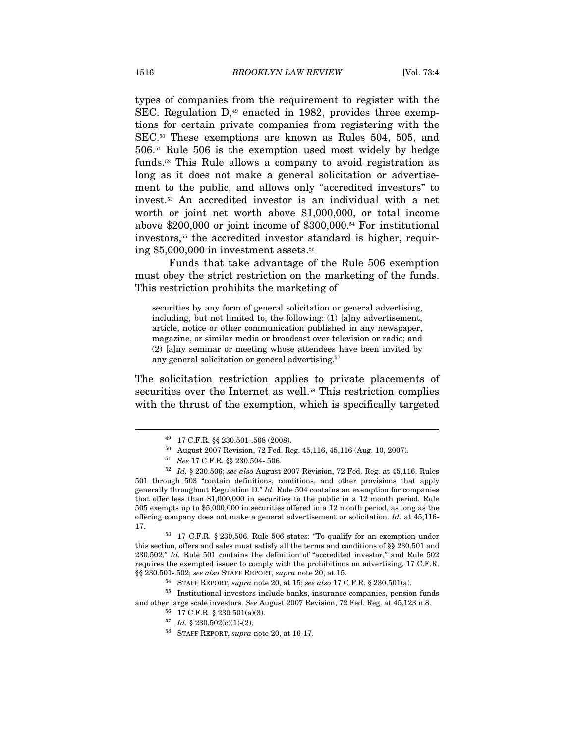types of companies from the requirement to register with the SEC. Regulation D,[49] enacted in 1982, provides three exemptions for certain private companies from registering with the SEC.[50] These exemptions are known as Rules 504, 505, and 506.[51] Rule 506 is the exemption used most widely by hedge funds.[52] This Rule allows a company to avoid registration as long as it does not make a general solicitation or advertisement to the public, and allows only "accredited investors" to invest.[53] An accredited investor is an individual with a net worth or joint net worth above $1,000,000, or total income above $200,000 or joint income of $300,000.[54] For institutional investors,[55] the accredited investor standard is higher, requiring $5,000,000 in investment assets.[56]

Funds that take advantage of the Rule 506 exemption must obey the strict restriction on the marketing of the funds. This restriction prohibits the marketing of

> securities by any form of general solicitation or general advertising, including, but not limited to, the following: (1) [a]ny advertisement, article, notice or other communication published in any newspaper, magazine, or similar media or broadcast over television or radio; and (2) [a]ny seminar or meeting whose attendees have been invited by any general solicitation or general advertising.[57]

The solicitation restriction applies to private placements of securities over the Internet as well.[58] This restriction complies with the thrust of the exemption, which is specifically targeted

---

[49] 17 C.F.R. §§ 230.501-.508 (2008).

[50] August 2007 Revision, 72 Fed. Reg. 45,116, 45,116 (Aug. 10, 2007).

[51] *See* 17 C.F.R. §§ 230.504-.506.

[52] *Id.* § 230.506; *see also* August 2007 Revision, 72 Fed. Reg. at 45,116. Rules 501 through 503 "contain definitions, conditions, and other provisions that apply generally throughout Regulation D." *Id.* Rule 504 contains an exemption for companies that offer less than $1,000,000 in securities to the public in a 12 month period. Rule 505 exempts up to $5,000,000 in securities offered in a 12 month period, as long as the offering company does not make a general advertisement or solicitation. *Id.* at 45,116-17.

[53] 17 C.F.R. § 230.506. Rule 506 states: "To qualify for an exemption under this section, offers and sales must satisfy all the terms and conditions of §§ 230.501 and 230.502." *Id.* Rule 501 contains the definition of "accredited investor," and Rule 502 requires the exempted issuer to comply with the prohibitions on advertising. 17 C.F.R. §§ 230.501-.502; *see also* STAFF REPORT, *supra* note 20, at 15.

[54] STAFF REPORT, *supra* note 20, at 15; *see also* 17 C.F.R. § 230.501(a).

[55] Institutional investors include banks, insurance companies, pension funds and other large scale investors. *See* August 2007 Revision, 72 Fed. Reg. at 45,123 n.8.

[56] 17 C.F.R. § 230.501(a)(3).

[57] *Id.* § 230.502(c)(1)-(2).

[58] STAFF REPORT, *supra* note 20, at 16-17.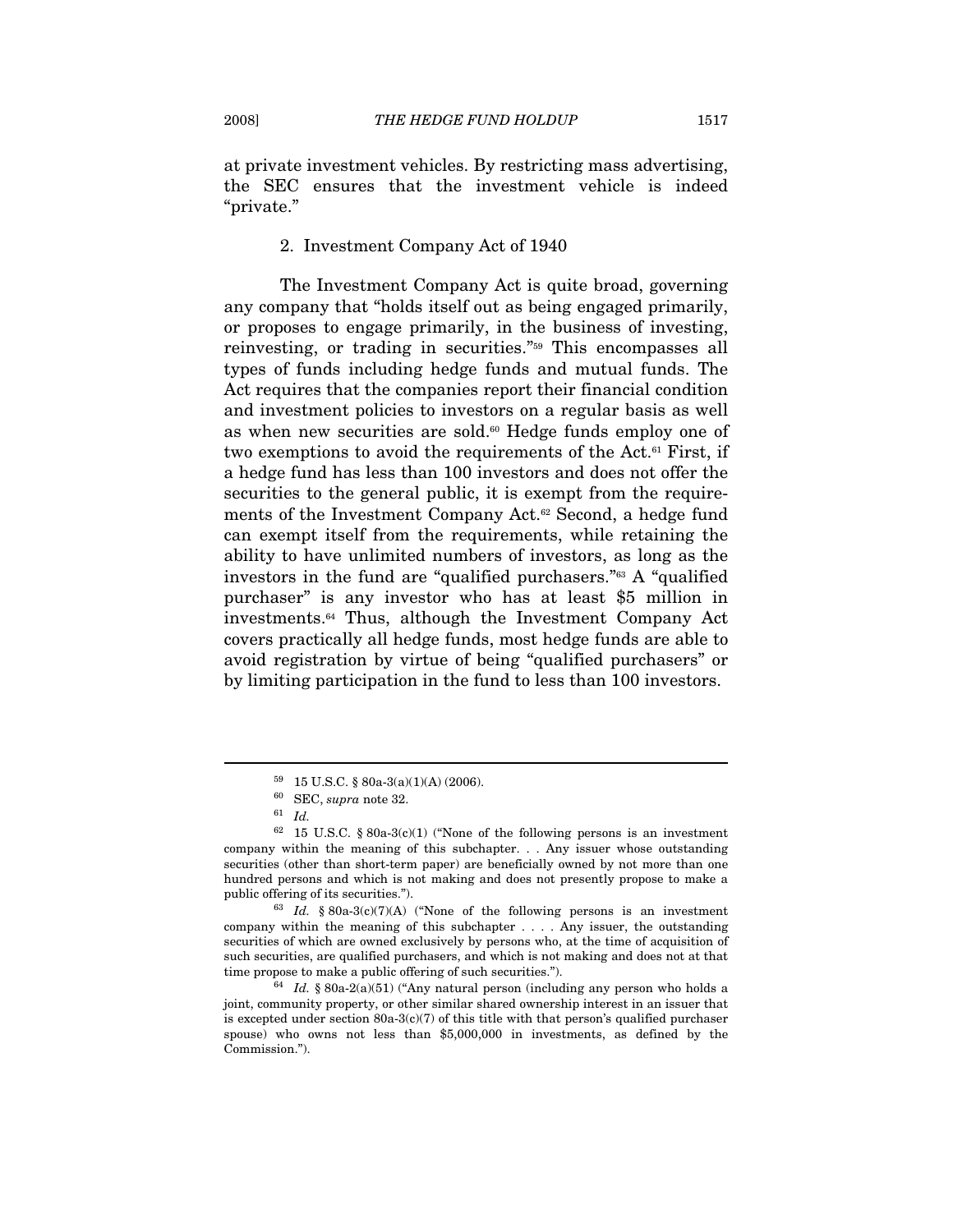at private investment vehicles. By restricting mass advertising, the SEC ensures that the investment vehicle is indeed "private."

### 2. Investment Company Act of 1940

The Investment Company Act is quite broad, governing any company that "holds itself out as being engaged primarily, or proposes to engage primarily, in the business of investing, reinvesting, or trading in securities."[59] This encompasses all types of funds including hedge funds and mutual funds. The Act requires that the companies report their financial condition and investment policies to investors on a regular basis as well as when new securities are sold.[60] Hedge funds employ one of two exemptions to avoid the requirements of the Act.[61] First, if a hedge fund has less than 100 investors and does not offer the securities to the general public, it is exempt from the requirements of the Investment Company Act.[62] Second, a hedge fund can exempt itself from the requirements, while retaining the ability to have unlimited numbers of investors, as long as the investors in the fund are "qualified purchasers."[63] A "qualified purchaser" is any investor who has at least \$5 million in investments.[64] Thus, although the Investment Company Act covers practically all hedge funds, most hedge funds are able to avoid registration by virtue of being "qualified purchasers" or by limiting participation in the fund to less than 100 investors.

---

[59] 15 U.S.C. § 80a-3(a)(1)(A) (2006).

[60] SEC, *supra* note 32.

[61] *Id.*

[62] 15 U.S.C. § 80a-3(c)(1) ("None of the following persons is an investment company within the meaning of this subchapter. . . Any issuer whose outstanding securities (other than short-term paper) are beneficially owned by not more than one hundred persons and which is not making and does not presently propose to make a public offering of its securities.").

[63] *Id.* § 80a-3(c)(7)(A) ("None of the following persons is an investment company within the meaning of this subchapter . . . . Any issuer, the outstanding securities of which are owned exclusively by persons who, at the time of acquisition of such securities, are qualified purchasers, and which is not making and does not at that time propose to make a public offering of such securities.").

[64] *Id.* § 80a-2(a)(51) ("Any natural person (including any person who holds a joint, community property, or other similar shared ownership interest in an issuer that is excepted under section 80a-3(c)(7) of this title with that person's qualified purchaser spouse) who owns not less than \$5,000,000 in investments, as defined by the Commission.").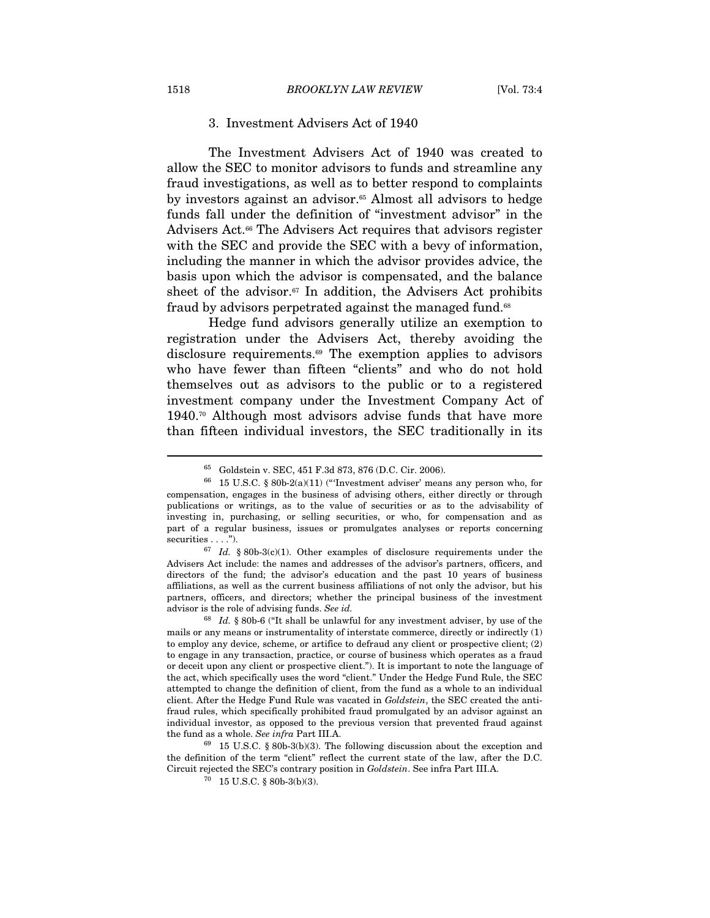### 3. Investment Advisers Act of 1940

The Investment Advisers Act of 1940 was created to allow the SEC to monitor advisors to funds and streamline any fraud investigations, as well as to better respond to complaints by investors against an advisor.[65] Almost all advisors to hedge funds fall under the definition of "investment advisor" in the Advisers Act.[66] The Advisers Act requires that advisors register with the SEC and provide the SEC with a bevy of information, including the manner in which the advisor provides advice, the basis upon which the advisor is compensated, and the balance sheet of the advisor.[67] In addition, the Advisers Act prohibits fraud by advisors perpetrated against the managed fund.[68]

Hedge fund advisors generally utilize an exemption to registration under the Advisers Act, thereby avoiding the disclosure requirements.[69] The exemption applies to advisors who have fewer than fifteen "clients" and who do not hold themselves out as advisors to the public or to a registered investment company under the Investment Company Act of 1940.[70] Although most advisors advise funds that have more than fifteen individual investors, the SEC traditionally in its

---

[65] Goldstein v. SEC, 451 F.3d 873, 876 (D.C. Cir. 2006).

[66] 15 U.S.C. § 80b-2(a)(11) ("'Investment adviser' means any person who, for compensation, engages in the business of advising others, either directly or through publications or writings, as to the value of securities or as to the advisability of investing in, purchasing, or selling securities, or who, for compensation and as part of a regular business, issues or promulgates analyses or reports concerning securities . . . .").

[67] *Id.* § 80b-3(c)(1). Other examples of disclosure requirements under the Advisers Act include: the names and addresses of the advisor's partners, officers, and directors of the fund; the advisor's education and the past 10 years of business affiliations, as well as the current business affiliations of not only the advisor, but his partners, officers, and directors; whether the principal business of the investment advisor is the role of advising funds. *See id.*

[68] *Id.* § 80b-6 ("It shall be unlawful for any investment adviser, by use of the mails or any means or instrumentality of interstate commerce, directly or indirectly (1) to employ any device, scheme, or artifice to defraud any client or prospective client; (2) to engage in any transaction, practice, or course of business which operates as a fraud or deceit upon any client or prospective client."). It is important to note the language of the act, which specifically uses the word "client." Under the Hedge Fund Rule, the SEC attempted to change the definition of client, from the fund as a whole to an individual client. After the Hedge Fund Rule was vacated in *Goldstein*, the SEC created the anti-fraud rules, which specifically prohibited fraud promulgated by an advisor against an individual investor, as opposed to the previous version that prevented fraud against the fund as a whole. *See infra* Part III.A.

[69] 15 U.S.C. § 80b-3(b)(3). The following discussion about the exception and the definition of the term "client" reflect the current state of the law, after the D.C. Circuit rejected the SEC's contrary position in *Goldstein*. See infra Part III.A.

[70] 15 U.S.C. § 80b-3(b)(3).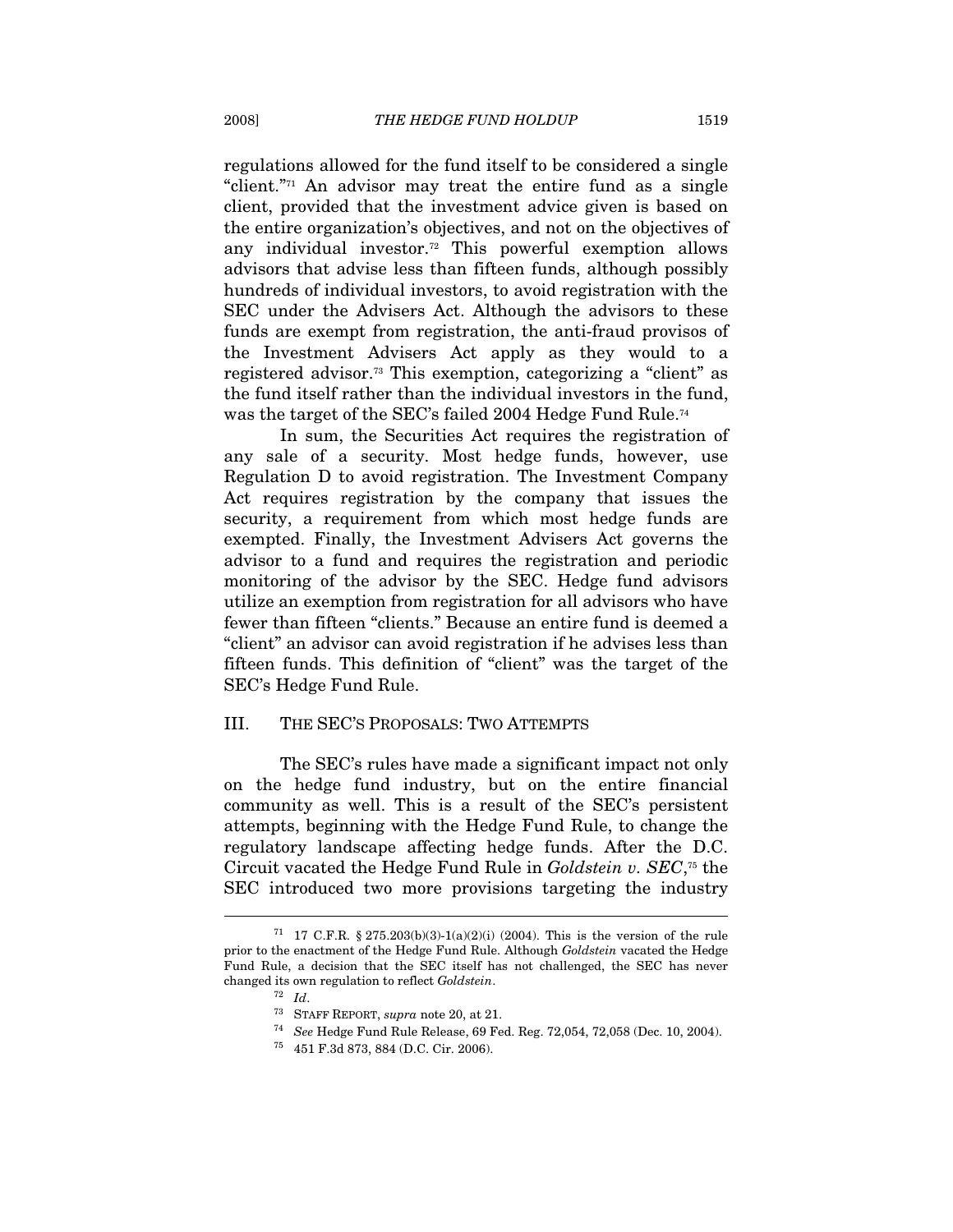regulations allowed for the fund itself to be considered a single "client."[71] An advisor may treat the entire fund as a single client, provided that the investment advice given is based on the entire organization's objectives, and not on the objectives of any individual investor.[72] This powerful exemption allows advisors that advise less than fifteen funds, although possibly hundreds of individual investors, to avoid registration with the SEC under the Advisers Act. Although the advisors to these funds are exempt from registration, the anti-fraud provisos of the Investment Advisers Act apply as they would to a registered advisor.[73] This exemption, categorizing a "client" as the fund itself rather than the individual investors in the fund, was the target of the SEC's failed 2004 Hedge Fund Rule.[74]

In sum, the Securities Act requires the registration of any sale of a security. Most hedge funds, however, use Regulation D to avoid registration. The Investment Company Act requires registration by the company that issues the security, a requirement from which most hedge funds are exempted. Finally, the Investment Advisers Act governs the advisor to a fund and requires the registration and periodic monitoring of the advisor by the SEC. Hedge fund advisors utilize an exemption from registration for all advisors who have fewer than fifteen "clients." Because an entire fund is deemed a "client" an advisor can avoid registration if he advises less than fifteen funds. This definition of "client" was the target of the SEC's Hedge Fund Rule.

## III. THE SEC'S PROPOSALS: TWO ATTEMPTS

The SEC's rules have made a significant impact not only on the hedge fund industry, but on the entire financial community as well. This is a result of the SEC's persistent attempts, beginning with the Hedge Fund Rule, to change the regulatory landscape affecting hedge funds. After the D.C. Circuit vacated the Hedge Fund Rule in *Goldstein v. SEC*,[75] the SEC introduced two more provisions targeting the industry

---

[71] 17 C.F.R. § 275.203(b)(3)-1(a)(2)(i) (2004). This is the version of the rule prior to the enactment of the Hedge Fund Rule. Although *Goldstein* vacated the Hedge Fund Rule, a decision that the SEC itself has not challenged, the SEC has never changed its own regulation to reflect *Goldstein*.

[72] *Id*.

[73] STAFF REPORT, *supra* note 20, at 21.

[74] *See* Hedge Fund Rule Release, 69 Fed. Reg. 72,054, 72,058 (Dec. 10, 2004).

[75] 451 F.3d 873, 884 (D.C. Cir. 2006).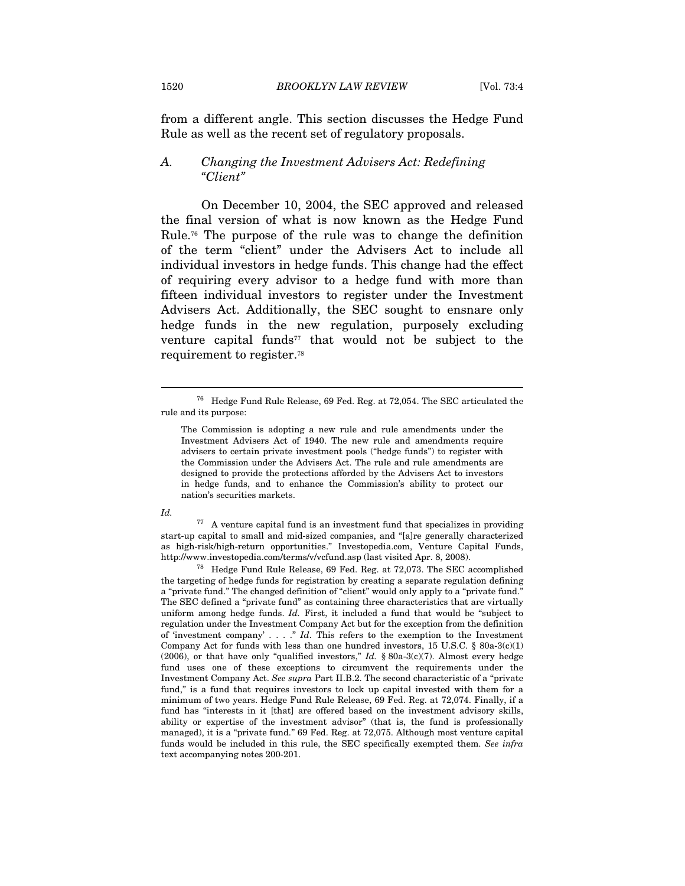from a different angle. This section discusses the Hedge Fund Rule as well as the recent set of regulatory proposals.

### A. *Changing the Investment Advisers Act: Redefining "Client"*

On December 10, 2004, the SEC approved and released the final version of what is now known as the Hedge Fund Rule.[76] The purpose of the rule was to change the definition of the term "client" under the Advisers Act to include all individual investors in hedge funds. This change had the effect of requiring every advisor to a hedge fund with more than fifteen individual investors to register under the Investment Advisers Act. Additionally, the SEC sought to ensnare only hedge funds in the new regulation, purposely excluding venture capital funds[77] that would not be subject to the requirement to register.[78]

---

[76] Hedge Fund Rule Release, 69 Fed. Reg. at 72,054. The SEC articulated the rule and its purpose:

> The Commission is adopting a new rule and rule amendments under the Investment Advisers Act of 1940. The new rule and amendments require advisers to certain private investment pools ("hedge funds") to register with the Commission under the Advisers Act. The rule and rule amendments are designed to provide the protections afforded by the Advisers Act to investors in hedge funds, and to enhance the Commission's ability to protect our nation's securities markets.

*Id.*

[77] A venture capital fund is an investment fund that specializes in providing start-up capital to small and mid-sized companies, and "[a]re generally characterized as high-risk/high-return opportunities." Investopedia.com, Venture Capital Funds, http://www.investopedia.com/terms/v/vcfund.asp (last visited Apr. 8, 2008).

[78] Hedge Fund Rule Release, 69 Fed. Reg. at 72,073. The SEC accomplished the targeting of hedge funds for registration by creating a separate regulation defining a "private fund." The changed definition of "client" would only apply to a "private fund." The SEC defined a "private fund" as containing three characteristics that are virtually uniform among hedge funds. *Id.* First, it included a fund that would be "subject to regulation under the Investment Company Act but for the exception from the definition of 'investment company' . . . ." *Id*. This refers to the exemption to the Investment Company Act for funds with less than one hundred investors, 15 U.S.C. § 80a-3(c)(1) (2006), or that have only "qualified investors," *Id.* § 80a-3(c)(7). Almost every hedge fund uses one of these exceptions to circumvent the requirements under the Investment Company Act. *See supra* Part II.B.2. The second characteristic of a "private fund," is a fund that requires investors to lock up capital invested with them for a minimum of two years. Hedge Fund Rule Release, 69 Fed. Reg. at 72,074. Finally, if a fund has "interests in it [that] are offered based on the investment advisory skills, ability or expertise of the investment advisor" (that is, the fund is professionally managed), it is a "private fund." 69 Fed. Reg. at 72,075. Although most venture capital funds would be included in this rule, the SEC specifically exempted them. *See infra* text accompanying notes 200-201.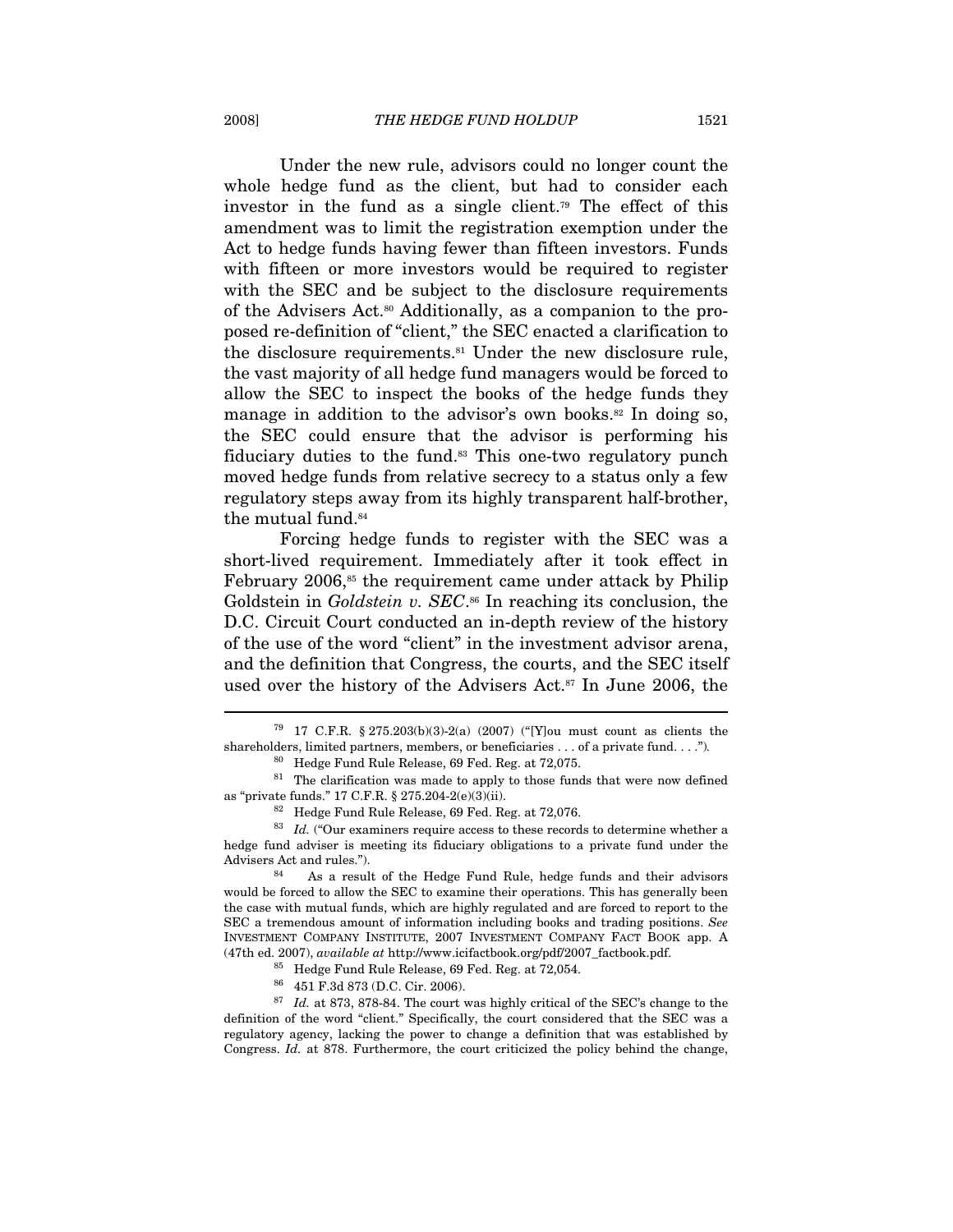Under the new rule, advisors could no longer count the whole hedge fund as the client, but had to consider each investor in the fund as a single client.[79] The effect of this amendment was to limit the registration exemption under the Act to hedge funds having fewer than fifteen investors. Funds with fifteen or more investors would be required to register with the SEC and be subject to the disclosure requirements of the Advisers Act.[80] Additionally, as a companion to the proposed re-definition of "client," the SEC enacted a clarification to the disclosure requirements.[81] Under the new disclosure rule, the vast majority of all hedge fund managers would be forced to allow the SEC to inspect the books of the hedge funds they manage in addition to the advisor's own books.[82] In doing so, the SEC could ensure that the advisor is performing his fiduciary duties to the fund.[83] This one-two regulatory punch moved hedge funds from relative secrecy to a status only a few regulatory steps away from its highly transparent half-brother, the mutual fund.[84]

Forcing hedge funds to register with the SEC was a short-lived requirement. Immediately after it took effect in February 2006,[85] the requirement came under attack by Philip Goldstein in *Goldstein v. SEC*.[86] In reaching its conclusion, the D.C. Circuit Court conducted an in-depth review of the history of the use of the word "client" in the investment advisor arena, and the definition that Congress, the courts, and the SEC itself used over the history of the Advisers Act.[87] In June 2006, the

---

[79] 17 C.F.R. § 275.203(b)(3)-2(a) (2007) ("[Y]ou must count as clients the shareholders, limited partners, members, or beneficiaries . . . of a private fund. . . .").

[80] Hedge Fund Rule Release, 69 Fed. Reg. at 72,075.

[81] The clarification was made to apply to those funds that were now defined as "private funds." 17 C.F.R. § 275.204-2(e)(3)(ii).

[82] Hedge Fund Rule Release, 69 Fed. Reg. at 72,076.

[83] *Id.* ("Our examiners require access to these records to determine whether a hedge fund adviser is meeting its fiduciary obligations to a private fund under the Advisers Act and rules.").

[84] As a result of the Hedge Fund Rule, hedge funds and their advisors would be forced to allow the SEC to examine their operations. This has generally been the case with mutual funds, which are highly regulated and are forced to report to the SEC a tremendous amount of information including books and trading positions. *See* INVESTMENT COMPANY INSTITUTE, 2007 INVESTMENT COMPANY FACT BOOK app. A (47th ed. 2007), *available at* http://www.icifactbook.org/pdf/2007_factbook.pdf.

[85] Hedge Fund Rule Release, 69 Fed. Reg. at 72,054.

[86] 451 F.3d 873 (D.C. Cir. 2006).

[87] *Id.* at 873, 878-84. The court was highly critical of the SEC's change to the definition of the word "client." Specifically, the court considered that the SEC was a regulatory agency, lacking the power to change a definition that was established by Congress. *Id.* at 878. Furthermore, the court criticized the policy behind the change,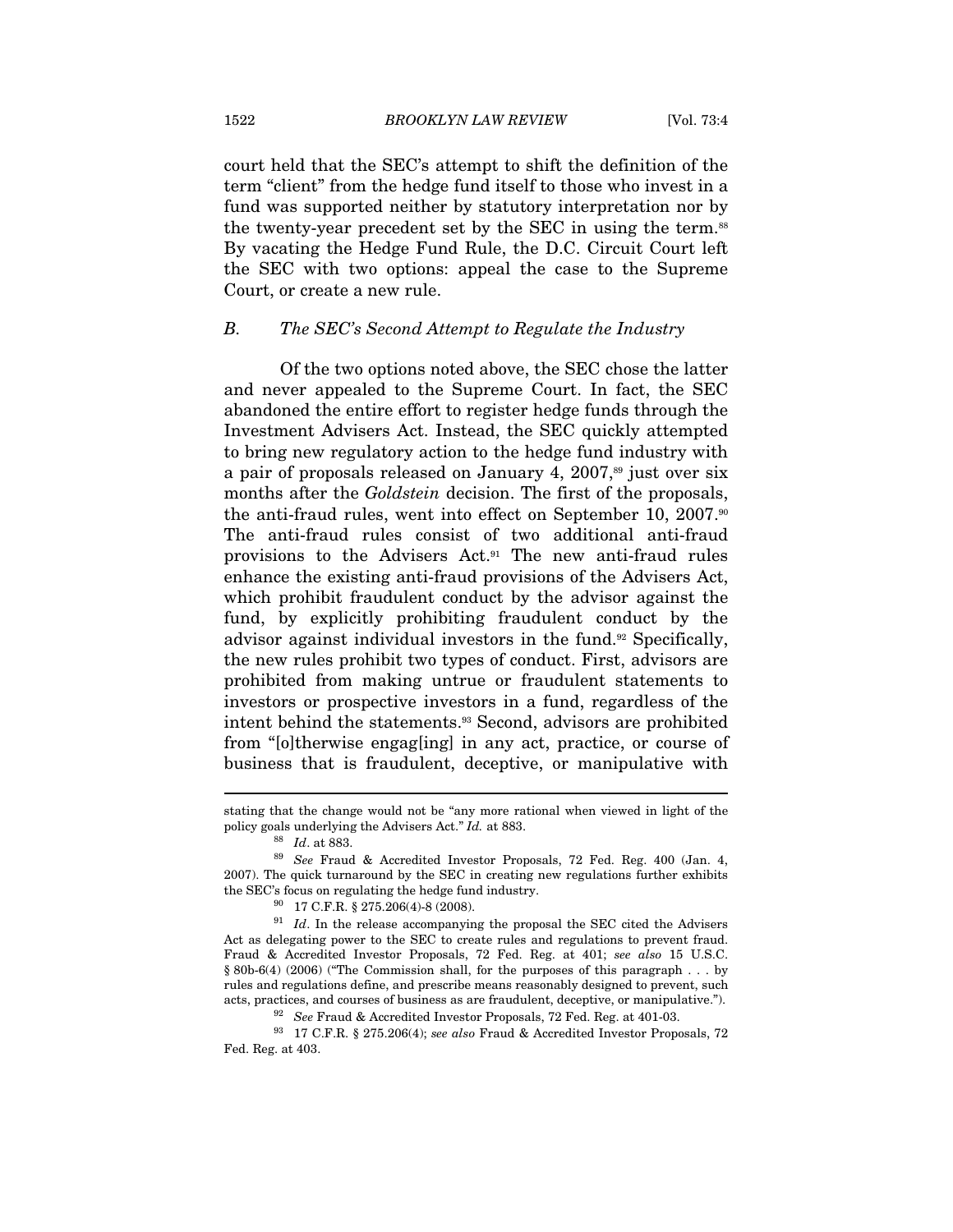court held that the SEC's attempt to shift the definition of the term "client" from the hedge fund itself to those who invest in a fund was supported neither by statutory interpretation nor by the twenty-year precedent set by the SEC in using the term.[88] By vacating the Hedge Fund Rule, the D.C. Circuit Court left the SEC with two options: appeal the case to the Supreme Court, or create a new rule.

### *B. The SEC's Second Attempt to Regulate the Industry*

Of the two options noted above, the SEC chose the latter and never appealed to the Supreme Court. In fact, the SEC abandoned the entire effort to register hedge funds through the Investment Advisers Act. Instead, the SEC quickly attempted to bring new regulatory action to the hedge fund industry with a pair of proposals released on January 4, 2007,[89] just over six months after the *Goldstein* decision. The first of the proposals, the anti-fraud rules, went into effect on September 10, 2007.[90] The anti-fraud rules consist of two additional anti-fraud provisions to the Advisers Act.[91] The new anti-fraud rules enhance the existing anti-fraud provisions of the Advisers Act, which prohibit fraudulent conduct by the advisor against the fund, by explicitly prohibiting fraudulent conduct by the advisor against individual investors in the fund.[92] Specifically, the new rules prohibit two types of conduct. First, advisors are prohibited from making untrue or fraudulent statements to investors or prospective investors in a fund, regardless of the intent behind the statements.[93] Second, advisors are prohibited from "[o]therwise engag[ing] in any act, practice, or course of business that is fraudulent, deceptive, or manipulative with

---

stating that the change would not be "any more rational when viewed in light of the policy goals underlying the Advisers Act." *Id.* at 883.

[88] *Id*. at 883.

[89] *See* Fraud & Accredited Investor Proposals, 72 Fed. Reg. 400 (Jan. 4, 2007). The quick turnaround by the SEC in creating new regulations further exhibits the SEC's focus on regulating the hedge fund industry.

[90] 17 C.F.R. § 275.206(4)-8 (2008).

[91] *Id*. In the release accompanying the proposal the SEC cited the Advisers Act as delegating power to the SEC to create rules and regulations to prevent fraud. Fraud & Accredited Investor Proposals, 72 Fed. Reg. at 401; *see also* 15 U.S.C. § 80b-6(4) (2006) ("The Commission shall, for the purposes of this paragraph . . . by rules and regulations define, and prescribe means reasonably designed to prevent, such acts, practices, and courses of business as are fraudulent, deceptive, or manipulative.").

[92] *See* Fraud & Accredited Investor Proposals, 72 Fed. Reg. at 401-03.

[93] 17 C.F.R. § 275.206(4); *see also* Fraud & Accredited Investor Proposals, 72 Fed. Reg. at 403.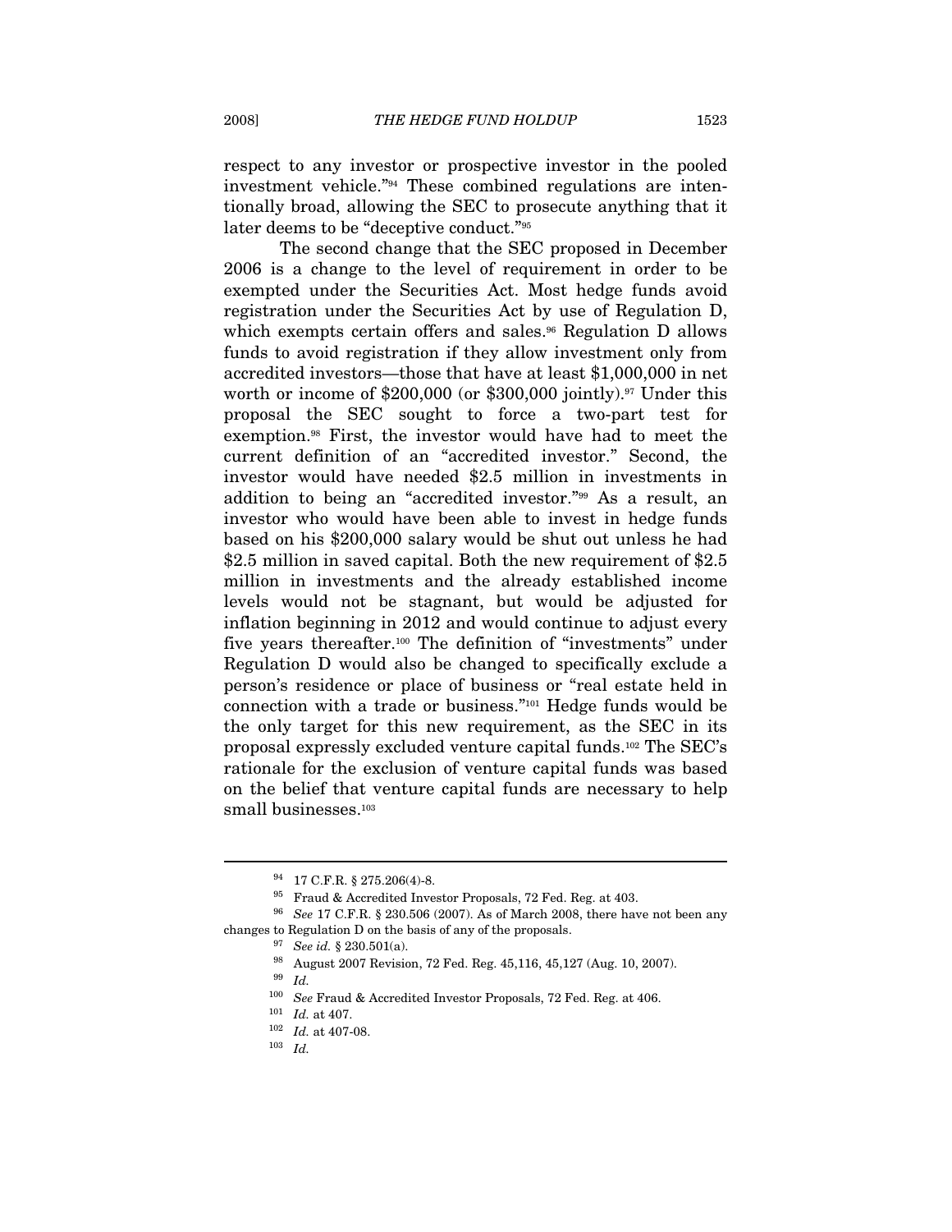respect to any investor or prospective investor in the pooled investment vehicle."[94] These combined regulations are intentionally broad, allowing the SEC to prosecute anything that it later deems to be "deceptive conduct."[95]

The second change that the SEC proposed in December 2006 is a change to the level of requirement in order to be exempted under the Securities Act. Most hedge funds avoid registration under the Securities Act by use of Regulation D, which exempts certain offers and sales.[96] Regulation D allows funds to avoid registration if they allow investment only from accredited investors—those that have at least $1,000,000 in net worth or income of $200,000 (or $300,000 jointly).[97] Under this proposal the SEC sought to force a two-part test for exemption.[98] First, the investor would have had to meet the current definition of an "accredited investor." Second, the investor would have needed $2.5 million in investments in addition to being an "accredited investor."[99] As a result, an investor who would have been able to invest in hedge funds based on his $200,000 salary would be shut out unless he had $2.5 million in saved capital. Both the new requirement of $2.5 million in investments and the already established income levels would not be stagnant, but would be adjusted for inflation beginning in 2012 and would continue to adjust every five years thereafter.[100] The definition of "investments" under Regulation D would also be changed to specifically exclude a person's residence or place of business or "real estate held in connection with a trade or business."[101] Hedge funds would be the only target for this new requirement, as the SEC in its proposal expressly excluded venture capital funds.[102] The SEC's rationale for the exclusion of venture capital funds was based on the belief that venture capital funds are necessary to help small businesses.[103]

---

[94] 17 C.F.R. § 275.206(4)-8.

[95] Fraud & Accredited Investor Proposals, 72 Fed. Reg. at 403.

[96] *See* 17 C.F.R. § 230.506 (2007). As of March 2008, there have not been any changes to Regulation D on the basis of any of the proposals.

[97] *See id.* § 230.501(a).

[98] August 2007 Revision, 72 Fed. Reg. 45,116, 45,127 (Aug. 10, 2007).

[99] *Id.*

[100] *See* Fraud & Accredited Investor Proposals, 72 Fed. Reg. at 406.

[101] *Id.* at 407.

[102] *Id.* at 407-08.

[103] *Id.*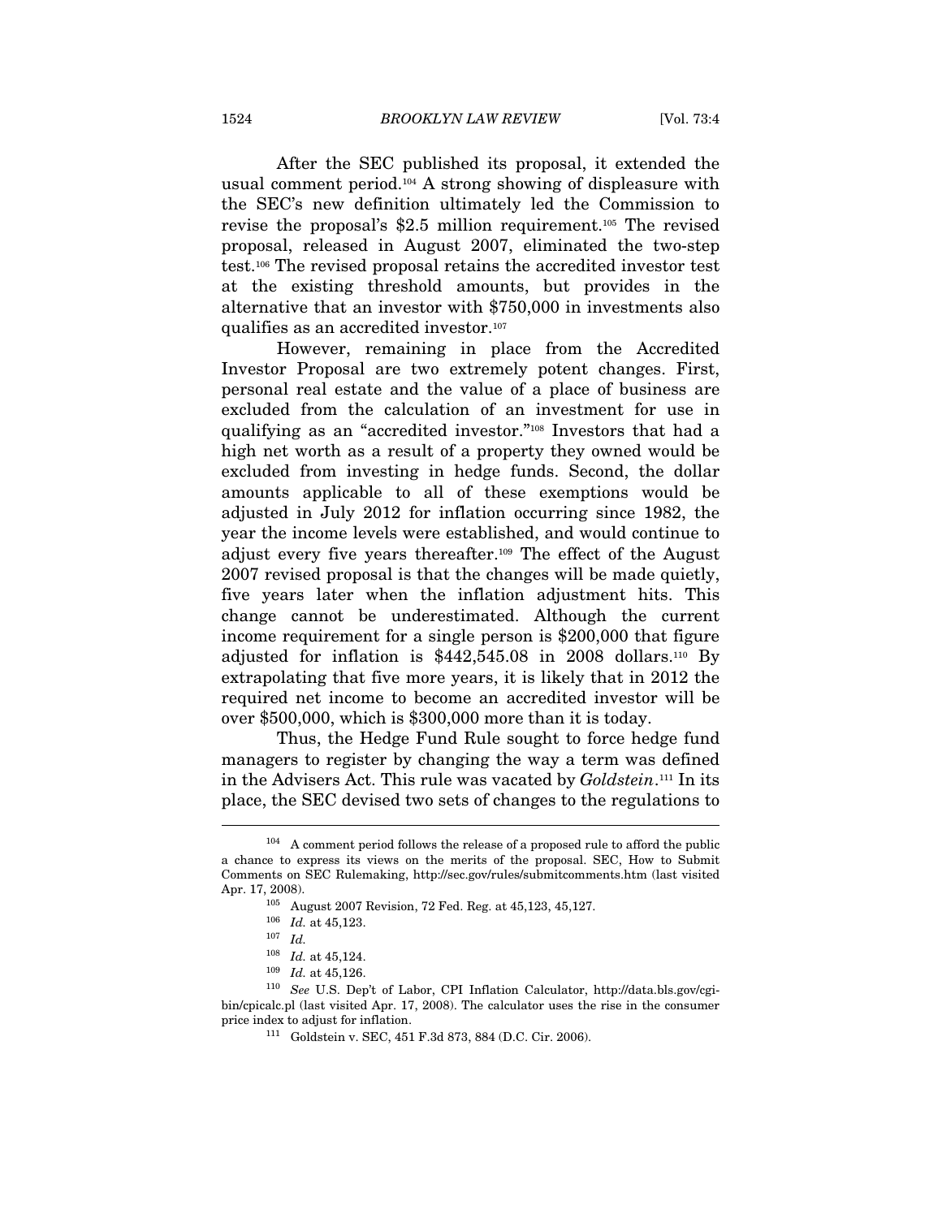After the SEC published its proposal, it extended the usual comment period.[104] A strong showing of displeasure with the SEC's new definition ultimately led the Commission to revise the proposal's $2.5 million requirement.[105] The revised proposal, released in August 2007, eliminated the two-step test.[106] The revised proposal retains the accredited investor test at the existing threshold amounts, but provides in the alternative that an investor with $750,000 in investments also qualifies as an accredited investor.[107]

However, remaining in place from the Accredited Investor Proposal are two extremely potent changes. First, personal real estate and the value of a place of business are excluded from the calculation of an investment for use in qualifying as an "accredited investor."[108] Investors that had a high net worth as a result of a property they owned would be excluded from investing in hedge funds. Second, the dollar amounts applicable to all of these exemptions would be adjusted in July 2012 for inflation occurring since 1982, the year the income levels were established, and would continue to adjust every five years thereafter.[109] The effect of the August 2007 revised proposal is that the changes will be made quietly, five years later when the inflation adjustment hits. This change cannot be underestimated. Although the current income requirement for a single person is $200,000 that figure adjusted for inflation is $442,545.08 in 2008 dollars.[110] By extrapolating that five more years, it is likely that in 2012 the required net income to become an accredited investor will be over $500,000, which is $300,000 more than it is today.

Thus, the Hedge Fund Rule sought to force hedge fund managers to register by changing the way a term was defined in the Advisers Act. This rule was vacated by *Goldstein*.[111] In its place, the SEC devised two sets of changes to the regulations to

---

[104] A comment period follows the release of a proposed rule to afford the public a chance to express its views on the merits of the proposal. SEC, How to Submit Comments on SEC Rulemaking, http://sec.gov/rules/submitcomments.htm (last visited Apr. 17, 2008).

[105] August 2007 Revision, 72 Fed. Reg. at 45,123, 45,127.

[106] *Id.* at 45,123.

[107] *Id.*

[108] *Id.* at 45,124.

[109] *Id.* at 45,126.

[110] *See* U.S. Dep't of Labor, CPI Inflation Calculator, http://data.bls.gov/cgi-bin/cpicalc.pl (last visited Apr. 17, 2008). The calculator uses the rise in the consumer price index to adjust for inflation.

[111] Goldstein v. SEC, 451 F.3d 873, 884 (D.C. Cir. 2006).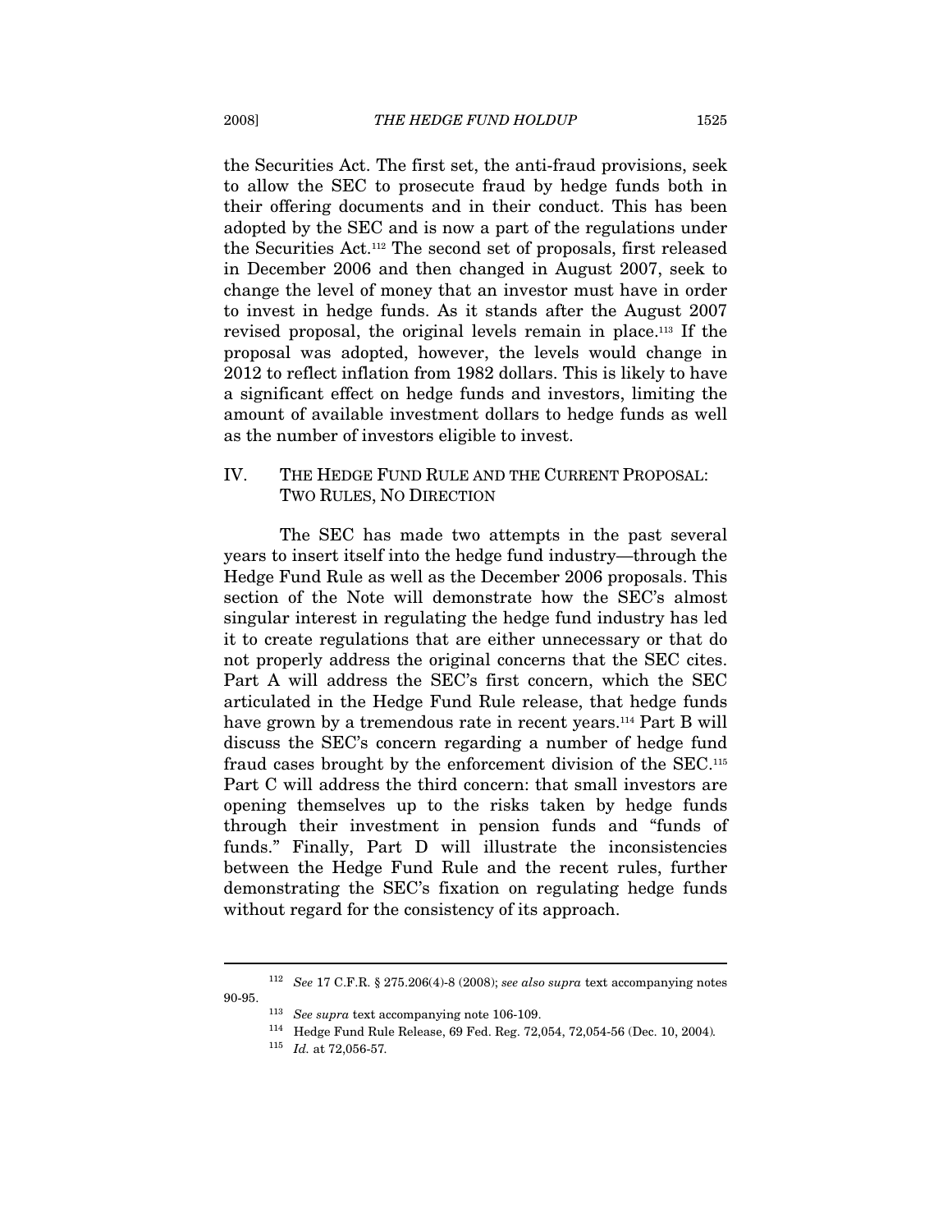the Securities Act. The first set, the anti-fraud provisions, seek to allow the SEC to prosecute fraud by hedge funds both in their offering documents and in their conduct. This has been adopted by the SEC and is now a part of the regulations under the Securities Act.[112] The second set of proposals, first released in December 2006 and then changed in August 2007, seek to change the level of money that an investor must have in order to invest in hedge funds. As it stands after the August 2007 revised proposal, the original levels remain in place.[113] If the proposal was adopted, however, the levels would change in 2012 to reflect inflation from 1982 dollars. This is likely to have a significant effect on hedge funds and investors, limiting the amount of available investment dollars to hedge funds as well as the number of investors eligible to invest.

## IV. THE HEDGE FUND RULE AND THE CURRENT PROPOSAL: TWO RULES, NO DIRECTION

The SEC has made two attempts in the past several years to insert itself into the hedge fund industry—through the Hedge Fund Rule as well as the December 2006 proposals. This section of the Note will demonstrate how the SEC's almost singular interest in regulating the hedge fund industry has led it to create regulations that are either unnecessary or that do not properly address the original concerns that the SEC cites. Part A will address the SEC's first concern, which the SEC articulated in the Hedge Fund Rule release, that hedge funds have grown by a tremendous rate in recent years.[114] Part B will discuss the SEC's concern regarding a number of hedge fund fraud cases brought by the enforcement division of the SEC.[115] Part C will address the third concern: that small investors are opening themselves up to the risks taken by hedge funds through their investment in pension funds and "funds of funds." Finally, Part D will illustrate the inconsistencies between the Hedge Fund Rule and the recent rules, further demonstrating the SEC's fixation on regulating hedge funds without regard for the consistency of its approach.

---

[112] *See* 17 C.F.R. § 275.206(4)-8 (2008); *see also supra* text accompanying notes 90-95.

[113] *See supra* text accompanying note 106-109.

[114] Hedge Fund Rule Release, 69 Fed. Reg. 72,054, 72,054-56 (Dec. 10, 2004).

[115] *Id.* at 72,056-57.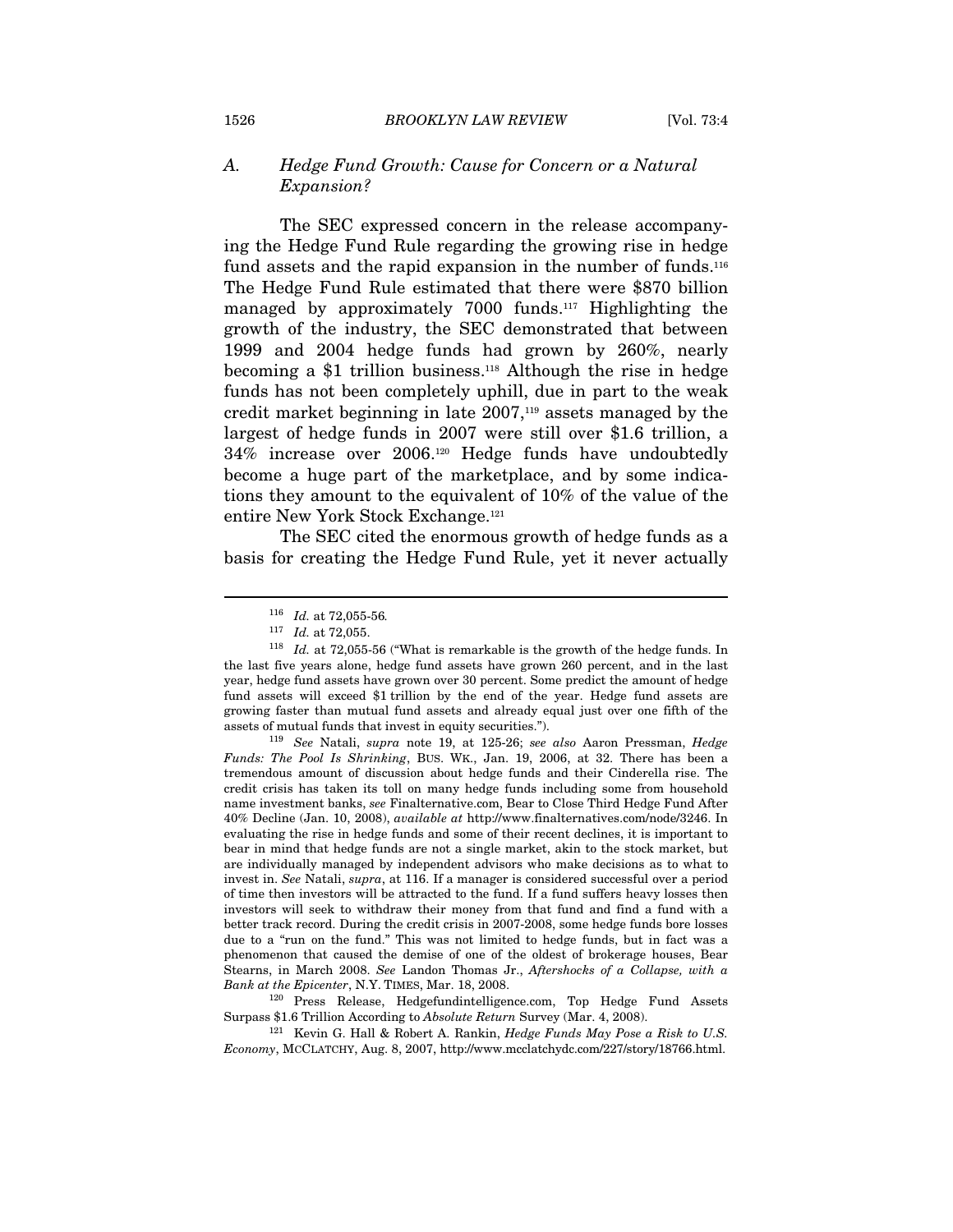### A. *Hedge Fund Growth: Cause for Concern or a Natural Expansion?*

The SEC expressed concern in the release accompanying the Hedge Fund Rule regarding the growing rise in hedge fund assets and the rapid expansion in the number of funds.[116] The Hedge Fund Rule estimated that there were $870 billion managed by approximately 7000 funds.[117] Highlighting the growth of the industry, the SEC demonstrated that between 1999 and 2004 hedge funds had grown by 260%, nearly becoming a $1 trillion business.[118] Although the rise in hedge funds has not been completely uphill, due in part to the weak credit market beginning in late 2007,[119] assets managed by the largest of hedge funds in 2007 were still over $1.6 trillion, a 34% increase over 2006.[120] Hedge funds have undoubtedly become a huge part of the marketplace, and by some indications they amount to the equivalent of 10% of the value of the entire New York Stock Exchange.[121]

The SEC cited the enormous growth of hedge funds as a basis for creating the Hedge Fund Rule, yet it never actually

---

[116] *Id.* at 72,055-56.

[117] *Id.* at 72,055.

[118] *Id.* at 72,055-56 ("What is remarkable is the growth of the hedge funds. In the last five years alone, hedge fund assets have grown 260 percent, and in the last year, hedge fund assets have grown over 30 percent. Some predict the amount of hedge fund assets will exceed $1 trillion by the end of the year. Hedge fund assets are growing faster than mutual fund assets and already equal just over one fifth of the assets of mutual funds that invest in equity securities.").

[119] *See* Natali, *supra* note 19, at 125-26; *see also* Aaron Pressman, *Hedge Funds: The Pool Is Shrinking*, BUS. WK., Jan. 19, 2006, at 32. There has been a tremendous amount of discussion about hedge funds and their Cinderella rise. The credit crisis has taken its toll on many hedge funds including some from household name investment banks, *see* Finalternative.com, Bear to Close Third Hedge Fund After 40% Decline (Jan. 10, 2008), *available at* http://www.finalternatives.com/node/3246. In evaluating the rise in hedge funds and some of their recent declines, it is important to bear in mind that hedge funds are not a single market, akin to the stock market, but are individually managed by independent advisors who make decisions as to what to invest in. *See* Natali, *supra*, at 116. If a manager is considered successful over a period of time then investors will be attracted to the fund. If a fund suffers heavy losses then investors will seek to withdraw their money from that fund and find a fund with a better track record. During the credit crisis in 2007-2008, some hedge funds bore losses due to a "run on the fund." This was not limited to hedge funds, but in fact was a phenomenon that caused the demise of one of the oldest of brokerage houses, Bear Stearns, in March 2008. *See* Landon Thomas Jr., *Aftershocks of a Collapse, with a Bank at the Epicenter*, N.Y. TIMES, Mar. 18, 2008.

[120] Press Release, Hedgefundintelligence.com, Top Hedge Fund Assets Surpass $1.6 Trillion According to *Absolute Return* Survey (Mar. 4, 2008).

[121] Kevin G. Hall & Robert A. Rankin, *Hedge Funds May Pose a Risk to U.S. Economy*, MCCLATCHY, Aug. 8, 2007, http://www.mcclatchydc.com/227/story/18766.html.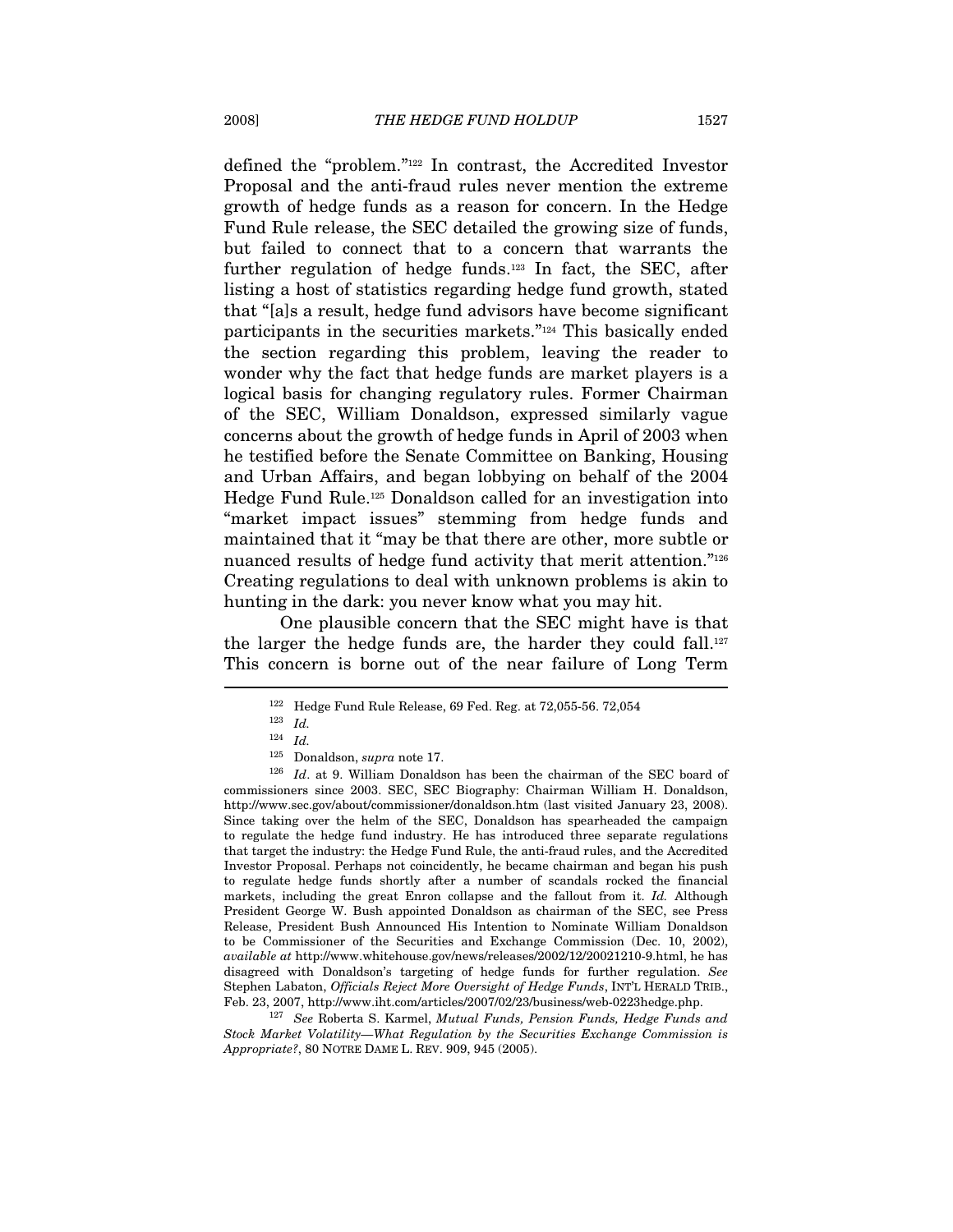defined the "problem."[122] In contrast, the Accredited Investor Proposal and the anti-fraud rules never mention the extreme growth of hedge funds as a reason for concern. In the Hedge Fund Rule release, the SEC detailed the growing size of funds, but failed to connect that to a concern that warrants the further regulation of hedge funds.[123] In fact, the SEC, after listing a host of statistics regarding hedge fund growth, stated that "[a]s a result, hedge fund advisors have become significant participants in the securities markets."[124] This basically ended the section regarding this problem, leaving the reader to wonder why the fact that hedge funds are market players is a logical basis for changing regulatory rules. Former Chairman of the SEC, William Donaldson, expressed similarly vague concerns about the growth of hedge funds in April of 2003 when he testified before the Senate Committee on Banking, Housing and Urban Affairs, and began lobbying on behalf of the 2004 Hedge Fund Rule.[125] Donaldson called for an investigation into "market impact issues" stemming from hedge funds and maintained that it "may be that there are other, more subtle or nuanced results of hedge fund activity that merit attention."[126] Creating regulations to deal with unknown problems is akin to hunting in the dark: you never know what you may hit.

One plausible concern that the SEC might have is that the larger the hedge funds are, the harder they could fall.[127] This concern is borne out of the near failure of Long Term

---

[122] Hedge Fund Rule Release, 69 Fed. Reg. at 72,055-56. 72,054

[123] *Id.*

[124] *Id.*

[125] Donaldson, *supra* note 17.

[126] *Id*. at 9. William Donaldson has been the chairman of the SEC board of commissioners since 2003. SEC, SEC Biography: Chairman William H. Donaldson, http://www.sec.gov/about/commissioner/donaldson.htm (last visited January 23, 2008). Since taking over the helm of the SEC, Donaldson has spearheaded the campaign to regulate the hedge fund industry. He has introduced three separate regulations that target the industry: the Hedge Fund Rule, the anti-fraud rules, and the Accredited Investor Proposal. Perhaps not coincidently, he became chairman and began his push to regulate hedge funds shortly after a number of scandals rocked the financial markets, including the great Enron collapse and the fallout from it. *Id.* Although President George W. Bush appointed Donaldson as chairman of the SEC, see Press Release, President Bush Announced His Intention to Nominate William Donaldson to be Commissioner of the Securities and Exchange Commission (Dec. 10, 2002), *available at* http://www.whitehouse.gov/news/releases/2002/12/20021210-9.html, he has disagreed with Donaldson's targeting of hedge funds for further regulation. *See* Stephen Labaton, *Officials Reject More Oversight of Hedge Funds*, INT'L HERALD TRIB., Feb. 23, 2007, http://www.iht.com/articles/2007/02/23/business/web-0223hedge.php.

[127] *See* Roberta S. Karmel, *Mutual Funds, Pension Funds, Hedge Funds and Stock Market Volatility—What Regulation by the Securities Exchange Commission is Appropriate?*, 80 NOTRE DAME L. REV. 909, 945 (2005).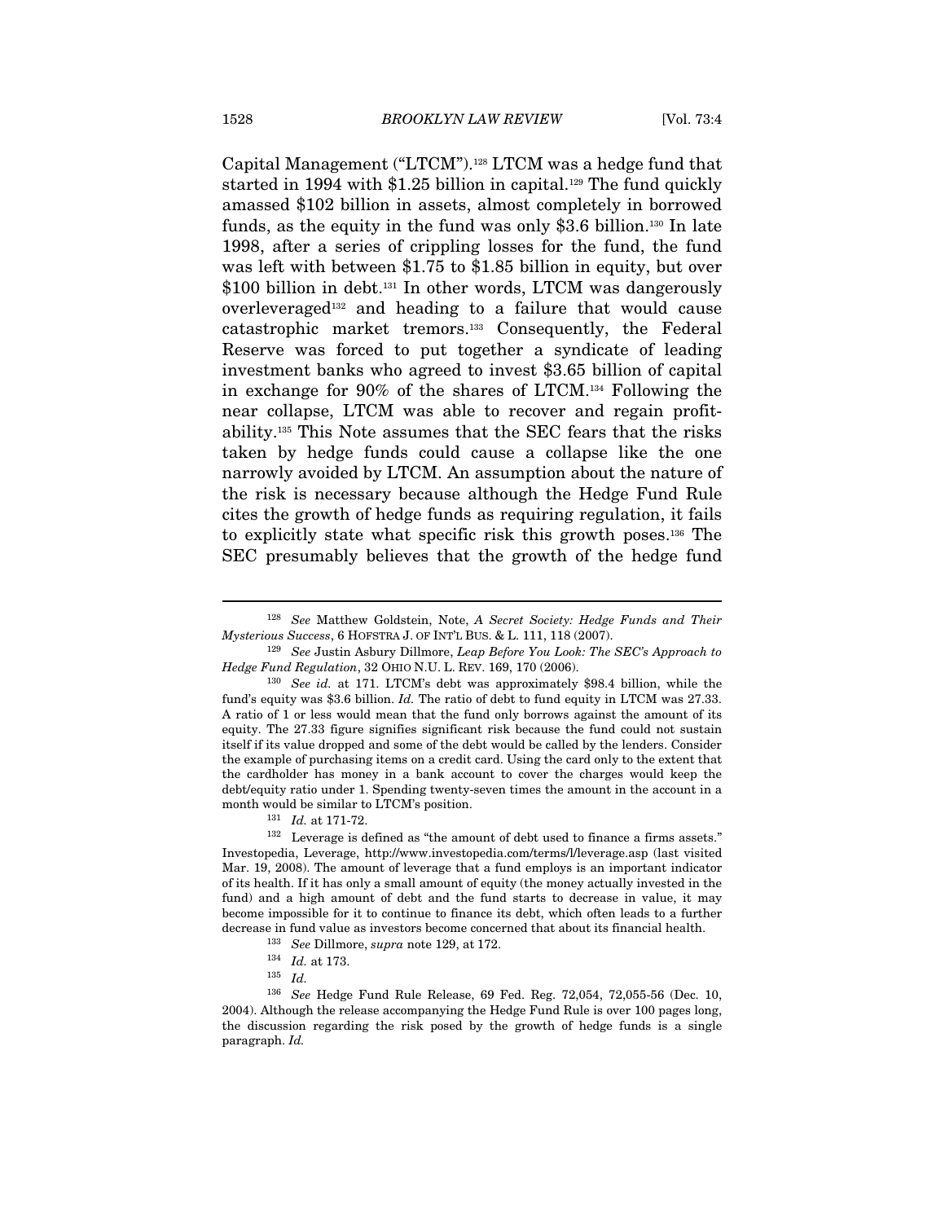Capital Management ("LTCM").[128] LTCM was a hedge fund that started in 1994 with $1.25 billion in capital.[129] The fund quickly amassed $102 billion in assets, almost completely in borrowed funds, as the equity in the fund was only $3.6 billion.[130] In late 1998, after a series of crippling losses for the fund, the fund was left with between $1.75 to $1.85 billion in equity, but over $100 billion in debt.[131] In other words, LTCM was dangerously overleveraged[132] and heading to a failure that would cause catastrophic market tremors.[133] Consequently, the Federal Reserve was forced to put together a syndicate of leading investment banks who agreed to invest $3.65 billion of capital in exchange for 90% of the shares of LTCM.[134] Following the near collapse, LTCM was able to recover and regain profitability.[135] This Note assumes that the SEC fears that the risks taken by hedge funds could cause a collapse like the one narrowly avoided by LTCM. An assumption about the nature of the risk is necessary because although the Hedge Fund Rule cites the growth of hedge funds as requiring regulation, it fails to explicitly state what specific risk this growth poses.[136] The SEC presumably believes that the growth of the hedge fund

---

[128] *See* Matthew Goldstein, Note, *A Secret Society: Hedge Funds and Their Mysterious Success*, 6 HOFSTRA J. OF INT'L BUS. & L. 111, 118 (2007).

[129] *See* Justin Asbury Dillmore, *Leap Before You Look: The SEC's Approach to Hedge Fund Regulation*, 32 OHIO N.U. L. REV. 169, 170 (2006).

[130] *See id.* at 171. LTCM's debt was approximately $98.4 billion, while the fund's equity was $3.6 billion. *Id.* The ratio of debt to fund equity in LTCM was 27.33. A ratio of 1 or less would mean that the fund only borrows against the amount of its equity. The 27.33 figure signifies significant risk because the fund could not sustain itself if its value dropped and some of the debt would be called by the lenders. Consider the example of purchasing items on a credit card. Using the card only to the extent that the cardholder has money in a bank account to cover the charges would keep the debt/equity ratio under 1. Spending twenty-seven times the amount in the account in a month would be similar to LTCM's position.

[131] *Id.* at 171-72.

[132] Leverage is defined as "the amount of debt used to finance a firms assets." Investopedia, Leverage, http://www.investopedia.com/terms/l/leverage.asp (last visited Mar. 19, 2008). The amount of leverage that a fund employs is an important indicator of its health. If it has only a small amount of equity (the money actually invested in the fund) and a high amount of debt and the fund starts to decrease in value, it may become impossible for it to continue to finance its debt, which often leads to a further decrease in fund value as investors become concerned that about its financial health.

[133] *See* Dillmore, *supra* note 129, at 172.

[134] *Id.* at 173.

[135] *Id.*

[136] *See* Hedge Fund Rule Release, 69 Fed. Reg. 72,054, 72,055-56 (Dec. 10, 2004). Although the release accompanying the Hedge Fund Rule is over 100 pages long, the discussion regarding the risk posed by the growth of hedge funds is a single paragraph. *Id.*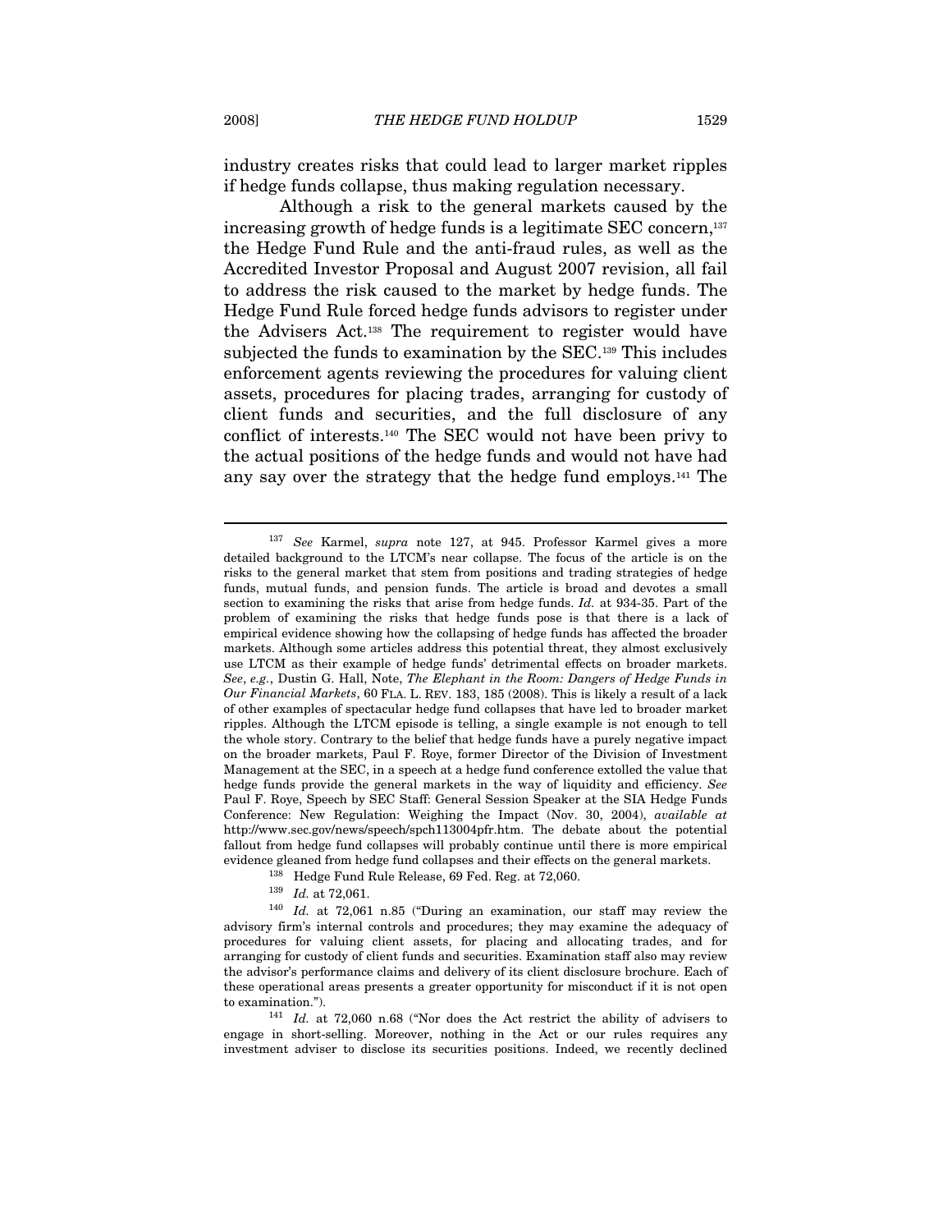industry creates risks that could lead to larger market ripples if hedge funds collapse, thus making regulation necessary.

Although a risk to the general markets caused by the increasing growth of hedge funds is a legitimate SEC concern,[137] the Hedge Fund Rule and the anti-fraud rules, as well as the Accredited Investor Proposal and August 2007 revision, all fail to address the risk caused to the market by hedge funds. The Hedge Fund Rule forced hedge funds advisors to register under the Advisers Act.[138] The requirement to register would have subjected the funds to examination by the SEC.[139] This includes enforcement agents reviewing the procedures for valuing client assets, procedures for placing trades, arranging for custody of client funds and securities, and the full disclosure of any conflict of interests.[140] The SEC would not have been privy to the actual positions of the hedge funds and would not have had any say over the strategy that the hedge fund employs.[141] The

---

[137] *See* Karmel, *supra* note 127, at 945. Professor Karmel gives a more detailed background to the LTCM's near collapse. The focus of the article is on the risks to the general market that stem from positions and trading strategies of hedge funds, mutual funds, and pension funds. The article is broad and devotes a small section to examining the risks that arise from hedge funds. *Id.* at 934-35. Part of the problem of examining the risks that hedge funds pose is that there is a lack of empirical evidence showing how the collapsing of hedge funds has affected the broader markets. Although some articles address this potential threat, they almost exclusively use LTCM as their example of hedge funds' detrimental effects on broader markets. *See*, *e.g.*, Dustin G. Hall, Note, *The Elephant in the Room: Dangers of Hedge Funds in Our Financial Markets*, 60 FLA. L. REV. 183, 185 (2008). This is likely a result of a lack of other examples of spectacular hedge fund collapses that have led to broader market ripples. Although the LTCM episode is telling, a single example is not enough to tell the whole story. Contrary to the belief that hedge funds have a purely negative impact on the broader markets, Paul F. Roye, former Director of the Division of Investment Management at the SEC, in a speech at a hedge fund conference extolled the value that hedge funds provide the general markets in the way of liquidity and efficiency. *See* Paul F. Roye, Speech by SEC Staff: General Session Speaker at the SIA Hedge Funds Conference: New Regulation: Weighing the Impact (Nov. 30, 2004), *available at* http://www.sec.gov/news/speech/spch113004pfr.htm. The debate about the potential fallout from hedge fund collapses will probably continue until there is more empirical evidence gleaned from hedge fund collapses and their effects on the general markets.

[138] Hedge Fund Rule Release, 69 Fed. Reg. at 72,060.

[139] *Id.* at 72,061.

[140] *Id.* at 72,061 n.85 ("During an examination, our staff may review the advisory firm's internal controls and procedures; they may examine the adequacy of procedures for valuing client assets, for placing and allocating trades, and for arranging for custody of client funds and securities. Examination staff also may review the advisor's performance claims and delivery of its client disclosure brochure. Each of these operational areas presents a greater opportunity for misconduct if it is not open to examination.").

[141] *Id.* at 72,060 n.68 ("Nor does the Act restrict the ability of advisers to engage in short-selling. Moreover, nothing in the Act or our rules requires any investment adviser to disclose its securities positions. Indeed, we recently declined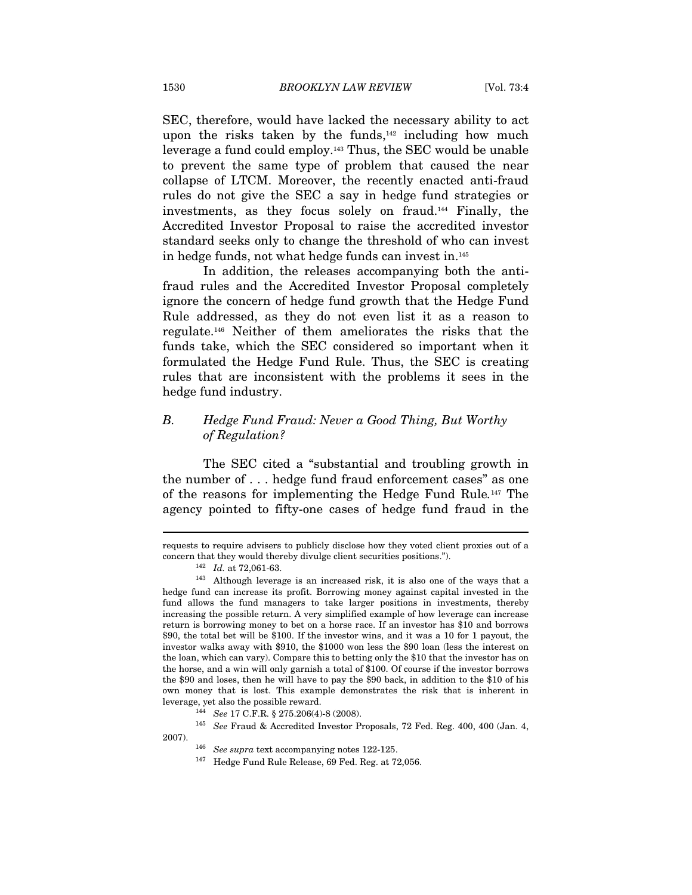SEC, therefore, would have lacked the necessary ability to act upon the risks taken by the funds,[142] including how much leverage a fund could employ.[143] Thus, the SEC would be unable to prevent the same type of problem that caused the near collapse of LTCM. Moreover, the recently enacted anti-fraud rules do not give the SEC a say in hedge fund strategies or investments, as they focus solely on fraud.[144] Finally, the Accredited Investor Proposal to raise the accredited investor standard seeks only to change the threshold of who can invest in hedge funds, not what hedge funds can invest in.[145]

In addition, the releases accompanying both the anti-fraud rules and the Accredited Investor Proposal completely ignore the concern of hedge fund growth that the Hedge Fund Rule addressed, as they do not even list it as a reason to regulate.[146] Neither of them ameliorates the risks that the funds take, which the SEC considered so important when it formulated the Hedge Fund Rule. Thus, the SEC is creating rules that are inconsistent with the problems it sees in the hedge fund industry.

### *B. Hedge Fund Fraud: Never a Good Thing, But Worthy of Regulation?*

The SEC cited a "substantial and troubling growth in the number of . . . hedge fund fraud enforcement cases" as one of the reasons for implementing the Hedge Fund Rule.[147] The agency pointed to fifty-one cases of hedge fund fraud in the

---

requests to require advisers to publicly disclose how they voted client proxies out of a concern that they would thereby divulge client securities positions.").

[142] *Id.* at 72,061-63.

[143] Although leverage is an increased risk, it is also one of the ways that a hedge fund can increase its profit. Borrowing money against capital invested in the fund allows the fund managers to take larger positions in investments, thereby increasing the possible return. A very simplified example of how leverage can increase return is borrowing money to bet on a horse race. If an investor has $10 and borrows $90, the total bet will be $100. If the investor wins, and it was a 10 for 1 payout, the investor walks away with $910, the $1000 won less the $90 loan (less the interest on the loan, which can vary). Compare this to betting only the $10 that the investor has on the horse, and a win will only garnish a total of $100. Of course if the investor borrows the $90 and loses, then he will have to pay the $90 back, in addition to the $10 of his own money that is lost. This example demonstrates the risk that is inherent in leverage, yet also the possible reward.

[144] *See* 17 C.F.R. § 275.206(4)-8 (2008).

[145] *See* Fraud & Accredited Investor Proposals, 72 Fed. Reg. 400, 400 (Jan. 4, 2007).

[146] *See supra* text accompanying notes 122-125.

[147] Hedge Fund Rule Release, 69 Fed. Reg. at 72,056.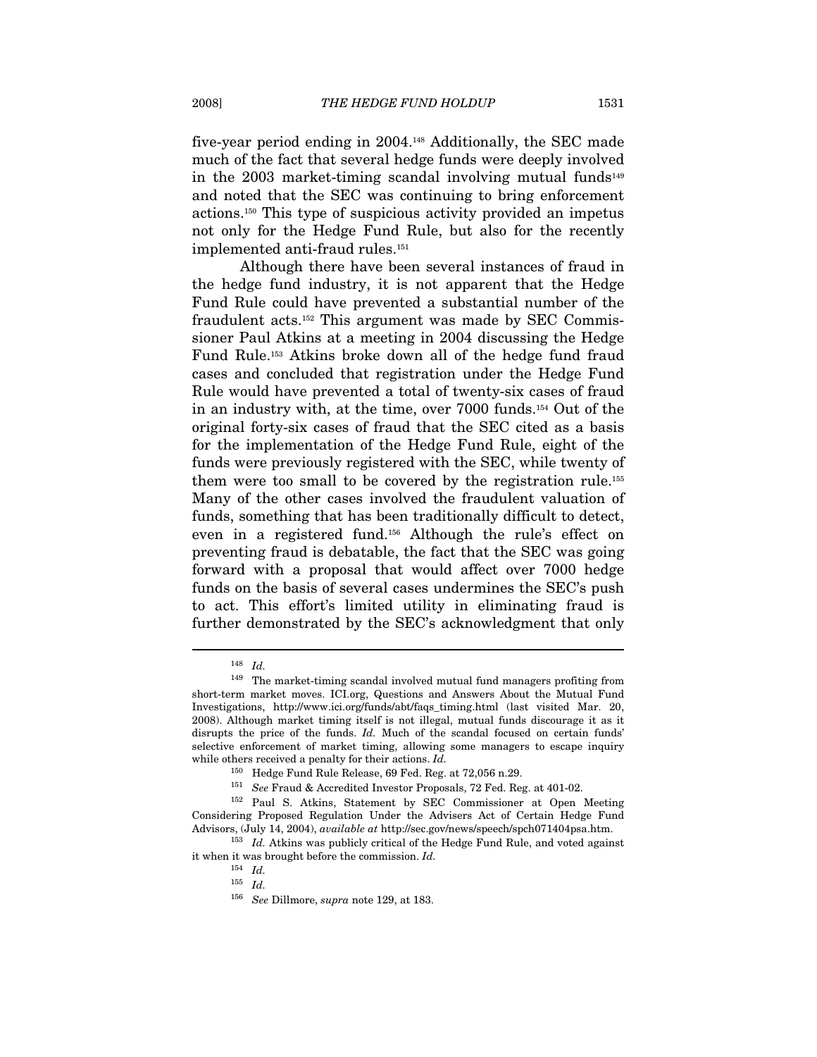five-year period ending in 2004.[148] Additionally, the SEC made much of the fact that several hedge funds were deeply involved in the 2003 market-timing scandal involving mutual funds[149] and noted that the SEC was continuing to bring enforcement actions.[150] This type of suspicious activity provided an impetus not only for the Hedge Fund Rule, but also for the recently implemented anti-fraud rules.[151]

Although there have been several instances of fraud in the hedge fund industry, it is not apparent that the Hedge Fund Rule could have prevented a substantial number of the fraudulent acts.[152] This argument was made by SEC Commissioner Paul Atkins at a meeting in 2004 discussing the Hedge Fund Rule.[153] Atkins broke down all of the hedge fund fraud cases and concluded that registration under the Hedge Fund Rule would have prevented a total of twenty-six cases of fraud in an industry with, at the time, over 7000 funds.[154] Out of the original forty-six cases of fraud that the SEC cited as a basis for the implementation of the Hedge Fund Rule, eight of the funds were previously registered with the SEC, while twenty of them were too small to be covered by the registration rule.[155] Many of the other cases involved the fraudulent valuation of funds, something that has been traditionally difficult to detect, even in a registered fund.[156] Although the rule's effect on preventing fraud is debatable, the fact that the SEC was going forward with a proposal that would affect over 7000 hedge funds on the basis of several cases undermines the SEC's push to act. This effort's limited utility in eliminating fraud is further demonstrated by the SEC's acknowledgment that only

---

[148] *Id.*

[149] The market-timing scandal involved mutual fund managers profiting from short-term market moves. ICI.org, Questions and Answers About the Mutual Fund Investigations, http://www.ici.org/funds/abt/faqs_timing.html (last visited Mar. 20, 2008). Although market timing itself is not illegal, mutual funds discourage it as it disrupts the price of the funds. *Id.* Much of the scandal focused on certain funds' selective enforcement of market timing, allowing some managers to escape inquiry while others received a penalty for their actions. *Id.*

[150] Hedge Fund Rule Release, 69 Fed. Reg. at 72,056 n.29.

[151] *See* Fraud & Accredited Investor Proposals, 72 Fed. Reg. at 401-02.

[152] Paul S. Atkins, Statement by SEC Commissioner at Open Meeting Considering Proposed Regulation Under the Advisers Act of Certain Hedge Fund Advisors, (July 14, 2004), *available at* http://sec.gov/news/speech/spch071404psa.htm.

[153] *Id.* Atkins was publicly critical of the Hedge Fund Rule, and voted against it when it was brought before the commission. *Id.*

[154] *Id.*

[155] *Id.*

[156] *See* Dillmore, *supra* note 129, at 183.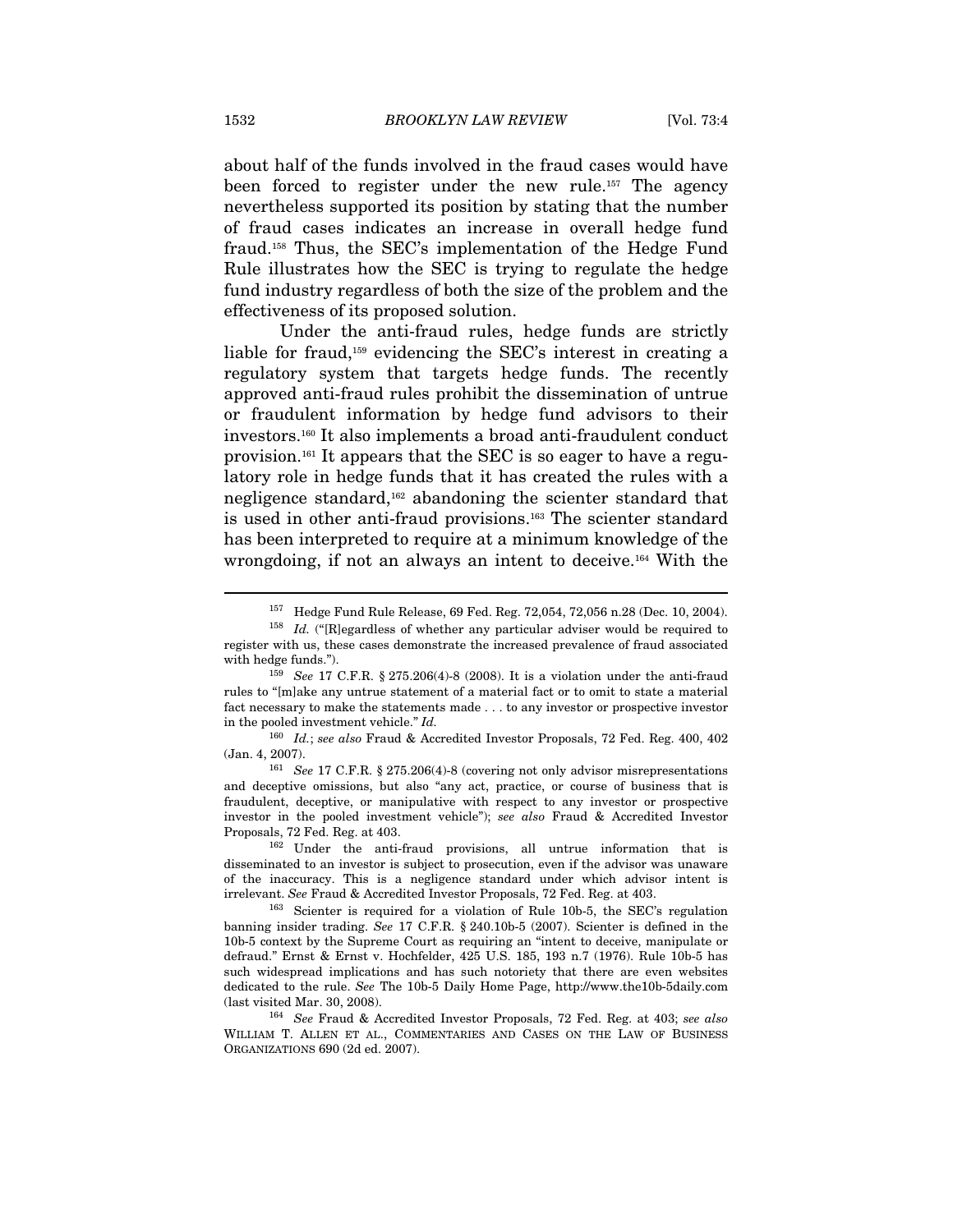about half of the funds involved in the fraud cases would have been forced to register under the new rule.[157] The agency nevertheless supported its position by stating that the number of fraud cases indicates an increase in overall hedge fund fraud.[158] Thus, the SEC's implementation of the Hedge Fund Rule illustrates how the SEC is trying to regulate the hedge fund industry regardless of both the size of the problem and the effectiveness of its proposed solution.

Under the anti-fraud rules, hedge funds are strictly liable for fraud,[159] evidencing the SEC's interest in creating a regulatory system that targets hedge funds. The recently approved anti-fraud rules prohibit the dissemination of untrue or fraudulent information by hedge fund advisors to their investors.[160] It also implements a broad anti-fraudulent conduct provision.[161] It appears that the SEC is so eager to have a regulatory role in hedge funds that it has created the rules with a negligence standard,[162] abandoning the scienter standard that is used in other anti-fraud provisions.[163] The scienter standard has been interpreted to require at a minimum knowledge of the wrongdoing, if not an always an intent to deceive.[164] With the

---

[157] Hedge Fund Rule Release, 69 Fed. Reg. 72,054, 72,056 n.28 (Dec. 10, 2004).

[158] *Id.* ("[R]egardless of whether any particular adviser would be required to register with us, these cases demonstrate the increased prevalence of fraud associated with hedge funds.").

[159] *See* 17 C.F.R. § 275.206(4)-8 (2008). It is a violation under the anti-fraud rules to "[m]ake any untrue statement of a material fact or to omit to state a material fact necessary to make the statements made . . . to any investor or prospective investor in the pooled investment vehicle." *Id.*

[160] *Id.*; *see also* Fraud & Accredited Investor Proposals, 72 Fed. Reg. 400, 402 (Jan. 4, 2007).

[161] *See* 17 C.F.R. § 275.206(4)-8 (covering not only advisor misrepresentations and deceptive omissions, but also "any act, practice, or course of business that is fraudulent, deceptive, or manipulative with respect to any investor or prospective investor in the pooled investment vehicle"); *see also* Fraud & Accredited Investor Proposals, 72 Fed. Reg. at 403.

[162] Under the anti-fraud provisions, all untrue information that is disseminated to an investor is subject to prosecution, even if the advisor was unaware of the inaccuracy. This is a negligence standard under which advisor intent is irrelevant. *See* Fraud & Accredited Investor Proposals, 72 Fed. Reg. at 403.

[163] Scienter is required for a violation of Rule 10b-5, the SEC's regulation banning insider trading. *See* 17 C.F.R. § 240.10b-5 (2007). Scienter is defined in the 10b-5 context by the Supreme Court as requiring an "intent to deceive, manipulate or defraud." Ernst & Ernst v. Hochfelder, 425 U.S. 185, 193 n.7 (1976). Rule 10b-5 has such widespread implications and has such notoriety that there are even websites dedicated to the rule. *See* The 10b-5 Daily Home Page, http://www.the10b-5daily.com (last visited Mar. 30, 2008).

[164] *See* Fraud & Accredited Investor Proposals, 72 Fed. Reg. at 403; *see also* WILLIAM T. ALLEN ET AL., COMMENTARIES AND CASES ON THE LAW OF BUSINESS ORGANIZATIONS 690 (2d ed. 2007).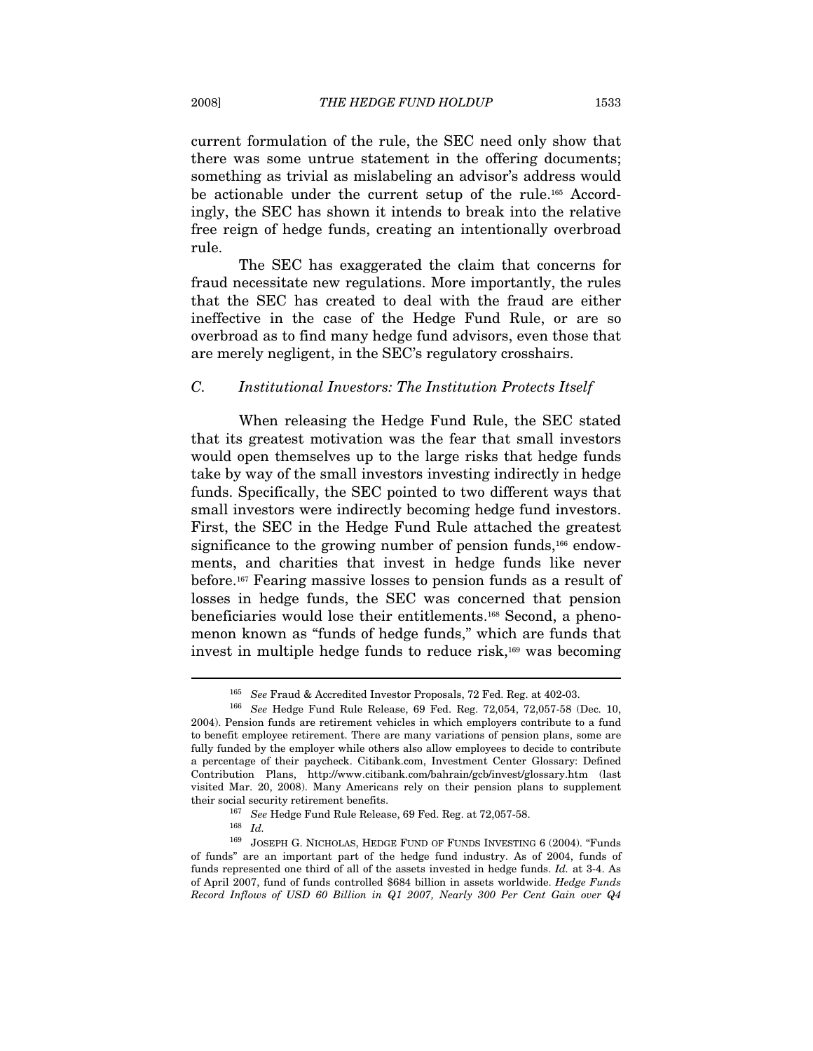current formulation of the rule, the SEC need only show that there was some untrue statement in the offering documents; something as trivial as mislabeling an advisor's address would be actionable under the current setup of the rule.[165] Accordingly, the SEC has shown it intends to break into the relative free reign of hedge funds, creating an intentionally overbroad rule.

The SEC has exaggerated the claim that concerns for fraud necessitate new regulations. More importantly, the rules that the SEC has created to deal with the fraud are either ineffective in the case of the Hedge Fund Rule, or are so overbroad as to find many hedge fund advisors, even those that are merely negligent, in the SEC's regulatory crosshairs.

### *C. Institutional Investors: The Institution Protects Itself*

When releasing the Hedge Fund Rule, the SEC stated that its greatest motivation was the fear that small investors would open themselves up to the large risks that hedge funds take by way of the small investors investing indirectly in hedge funds. Specifically, the SEC pointed to two different ways that small investors were indirectly becoming hedge fund investors. First, the SEC in the Hedge Fund Rule attached the greatest significance to the growing number of pension funds,[166] endowments, and charities that invest in hedge funds like never before.[167] Fearing massive losses to pension funds as a result of losses in hedge funds, the SEC was concerned that pension beneficiaries would lose their entitlements.[168] Second, a phenomenon known as "funds of hedge funds," which are funds that invest in multiple hedge funds to reduce risk,[169] was becoming

---

[165] *See* Fraud & Accredited Investor Proposals, 72 Fed. Reg. at 402-03.

[166] *See* Hedge Fund Rule Release, 69 Fed. Reg. 72,054, 72,057-58 (Dec. 10, 2004). Pension funds are retirement vehicles in which employers contribute to a fund to benefit employee retirement. There are many variations of pension plans, some are fully funded by the employer while others also allow employees to decide to contribute a percentage of their paycheck. Citibank.com, Investment Center Glossary: Defined Contribution Plans, http://www.citibank.com/bahrain/gcb/invest/glossary.htm (last visited Mar. 20, 2008). Many Americans rely on their pension plans to supplement their social security retirement benefits.

[167] *See* Hedge Fund Rule Release, 69 Fed. Reg. at 72,057-58.

[168] *Id.*

[169] JOSEPH G. NICHOLAS, HEDGE FUND OF FUNDS INVESTING 6 (2004). "Funds of funds" are an important part of the hedge fund industry. As of 2004, funds of funds represented one third of all of the assets invested in hedge funds. *Id.* at 3-4. As of April 2007, fund of funds controlled $684 billion in assets worldwide. *Hedge Funds Record Inflows of USD 60 Billion in Q1 2007, Nearly 300 Per Cent Gain over Q4*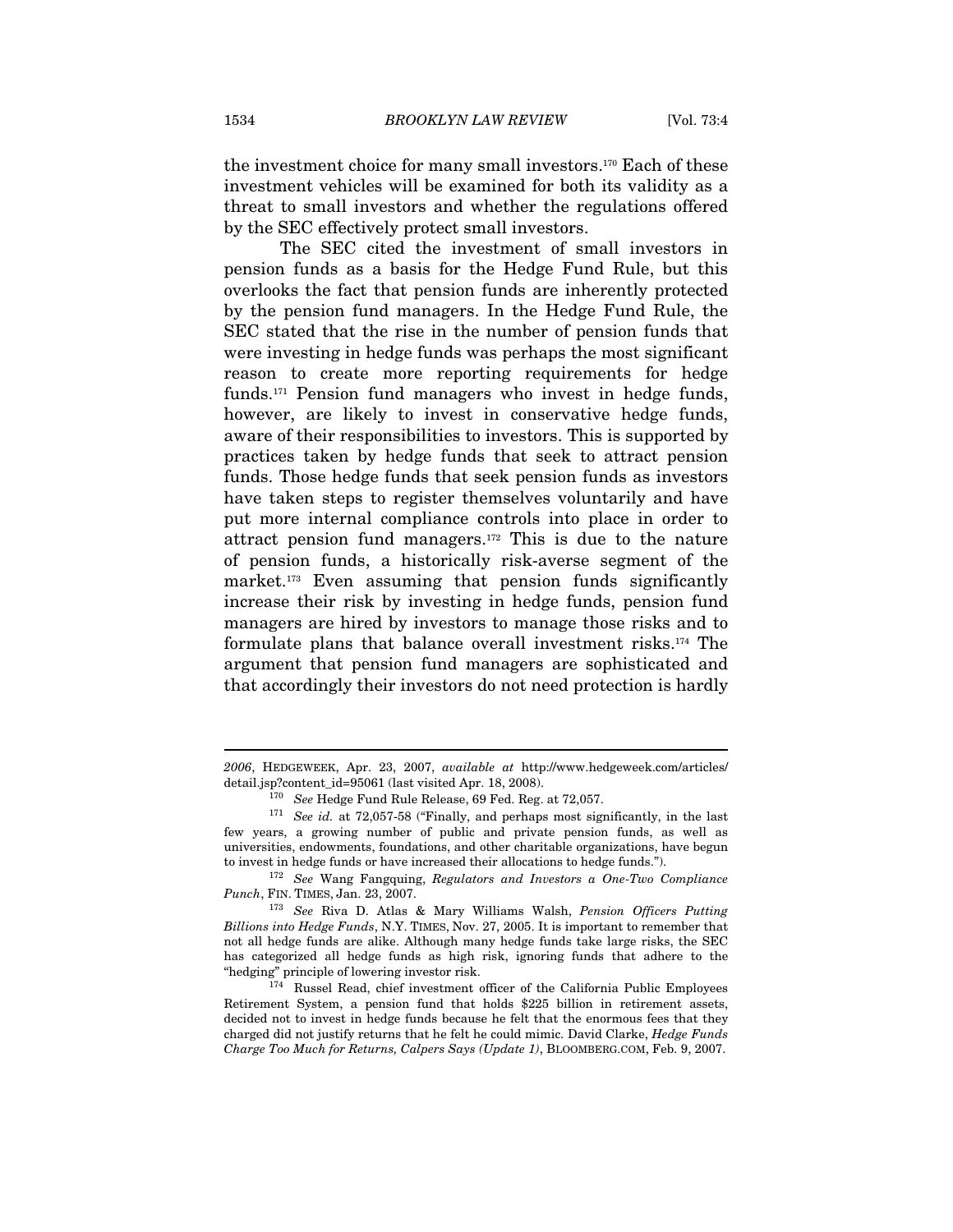the investment choice for many small investors.[170] Each of these investment vehicles will be examined for both its validity as a threat to small investors and whether the regulations offered by the SEC effectively protect small investors.

The SEC cited the investment of small investors in pension funds as a basis for the Hedge Fund Rule, but this overlooks the fact that pension funds are inherently protected by the pension fund managers. In the Hedge Fund Rule, the SEC stated that the rise in the number of pension funds that were investing in hedge funds was perhaps the most significant reason to create more reporting requirements for hedge funds.[171] Pension fund managers who invest in hedge funds, however, are likely to invest in conservative hedge funds, aware of their responsibilities to investors. This is supported by practices taken by hedge funds that seek to attract pension funds. Those hedge funds that seek pension funds as investors have taken steps to register themselves voluntarily and have put more internal compliance controls into place in order to attract pension fund managers.[172] This is due to the nature of pension funds, a historically risk-averse segment of the market.[173] Even assuming that pension funds significantly increase their risk by investing in hedge funds, pension fund managers are hired by investors to manage those risks and to formulate plans that balance overall investment risks.[174] The argument that pension fund managers are sophisticated and that accordingly their investors do not need protection is hardly

---

*2006*, HEDGEWEEK, Apr. 23, 2007, *available at* http://www.hedgeweek.com/articles/detail.jsp?content_id=95061 (last visited Apr. 18, 2008).

[170] *See* Hedge Fund Rule Release, 69 Fed. Reg. at 72,057.

[171] *See id.* at 72,057-58 ("Finally, and perhaps most significantly, in the last few years, a growing number of public and private pension funds, as well as universities, endowments, foundations, and other charitable organizations, have begun to invest in hedge funds or have increased their allocations to hedge funds.").

[172] *See* Wang Fangquing, *Regulators and Investors a One-Two Compliance Punch*, FIN. TIMES, Jan. 23, 2007.

[173] *See* Riva D. Atlas & Mary Williams Walsh, *Pension Officers Putting Billions into Hedge Funds*, N.Y. TIMES, Nov. 27, 2005. It is important to remember that not all hedge funds are alike. Although many hedge funds take large risks, the SEC has categorized all hedge funds as high risk, ignoring funds that adhere to the "hedging" principle of lowering investor risk.

[174] Russel Read, chief investment officer of the California Public Employees Retirement System, a pension fund that holds $225 billion in retirement assets, decided not to invest in hedge funds because he felt that the enormous fees that they charged did not justify returns that he felt he could mimic. David Clarke, *Hedge Funds Charge Too Much for Returns, Calpers Says (Update 1)*, BLOOMBERG.COM, Feb. 9, 2007.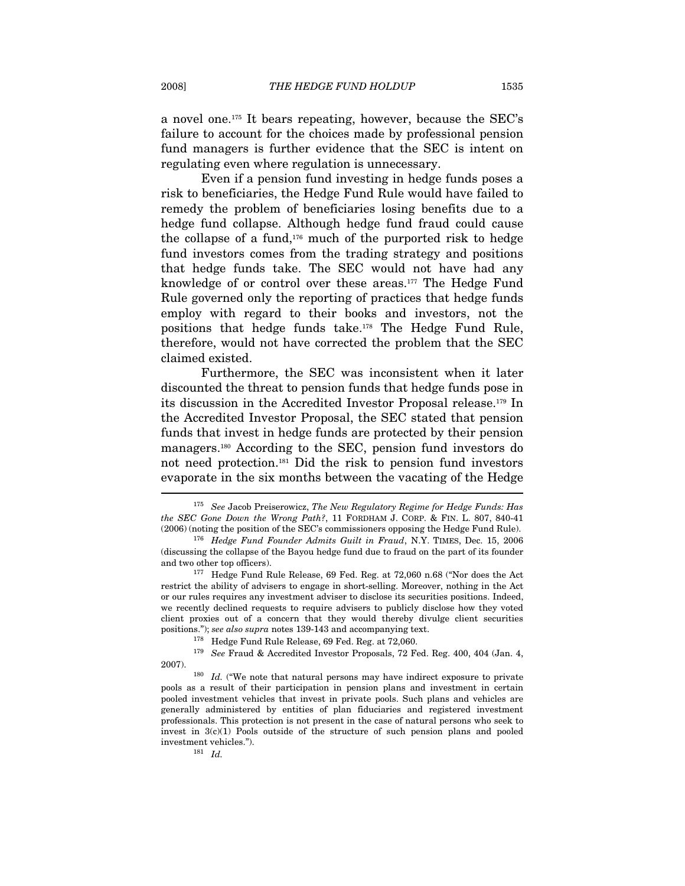a novel one.[175] It bears repeating, however, because the SEC's failure to account for the choices made by professional pension fund managers is further evidence that the SEC is intent on regulating even where regulation is unnecessary.

Even if a pension fund investing in hedge funds poses a risk to beneficiaries, the Hedge Fund Rule would have failed to remedy the problem of beneficiaries losing benefits due to a hedge fund collapse. Although hedge fund fraud could cause the collapse of a fund,[176] much of the purported risk to hedge fund investors comes from the trading strategy and positions that hedge funds take. The SEC would not have had any knowledge of or control over these areas.[177] The Hedge Fund Rule governed only the reporting of practices that hedge funds employ with regard to their books and investors, not the positions that hedge funds take.[178] The Hedge Fund Rule, therefore, would not have corrected the problem that the SEC claimed existed.

Furthermore, the SEC was inconsistent when it later discounted the threat to pension funds that hedge funds pose in its discussion in the Accredited Investor Proposal release.[179] In the Accredited Investor Proposal, the SEC stated that pension funds that invest in hedge funds are protected by their pension managers.[180] According to the SEC, pension fund investors do not need protection.[181] Did the risk to pension fund investors evaporate in the six months between the vacating of the Hedge

---

[175] *See* Jacob Preiserowicz, *The New Regulatory Regime for Hedge Funds: Has the SEC Gone Down the Wrong Path?*, 11 FORDHAM J. CORP. & FIN. L. 807, 840-41 (2006) (noting the position of the SEC's commissioners opposing the Hedge Fund Rule).

[176] *Hedge Fund Founder Admits Guilt in Fraud*, N.Y. TIMES, Dec. 15, 2006 (discussing the collapse of the Bayou hedge fund due to fraud on the part of its founder and two other top officers).

[177] Hedge Fund Rule Release, 69 Fed. Reg. at 72,060 n.68 ("Nor does the Act restrict the ability of advisers to engage in short-selling. Moreover, nothing in the Act or our rules requires any investment adviser to disclose its securities positions. Indeed, we recently declined requests to require advisers to publicly disclose how they voted client proxies out of a concern that they would thereby divulge client securities positions."); *see also supra* notes 139-143 and accompanying text.

[178] Hedge Fund Rule Release, 69 Fed. Reg. at 72,060.

[179] *See* Fraud & Accredited Investor Proposals, 72 Fed. Reg. 400, 404 (Jan. 4, 2007).

[180] *Id.* ("We note that natural persons may have indirect exposure to private pools as a result of their participation in pension plans and investment in certain pooled investment vehicles that invest in private pools. Such plans and vehicles are generally administered by entities of plan fiduciaries and registered investment professionals. This protection is not present in the case of natural persons who seek to invest in 3(c)(1) Pools outside of the structure of such pension plans and pooled investment vehicles.").

[181] *Id.*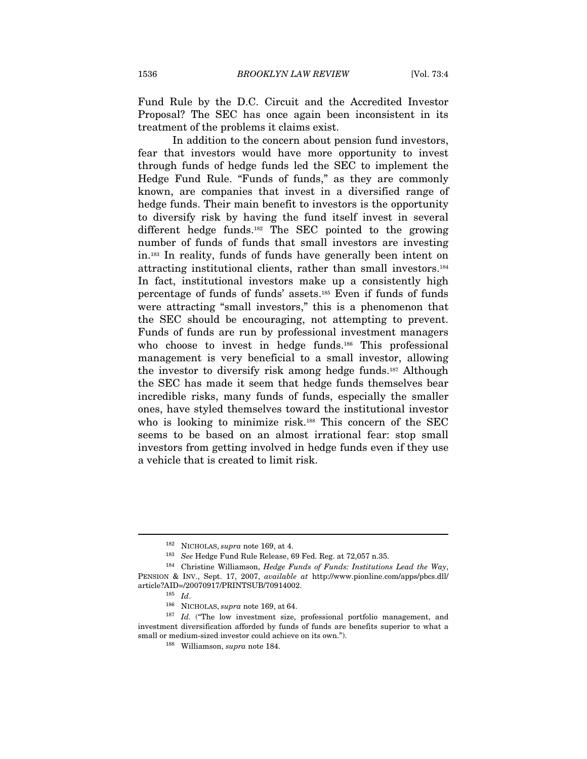Fund Rule by the D.C. Circuit and the Accredited Investor Proposal? The SEC has once again been inconsistent in its treatment of the problems it claims exist.

In addition to the concern about pension fund investors, fear that investors would have more opportunity to invest through funds of hedge funds led the SEC to implement the Hedge Fund Rule. "Funds of funds," as they are commonly known, are companies that invest in a diversified range of hedge funds. Their main benefit to investors is the opportunity to diversify risk by having the fund itself invest in several different hedge funds.[182] The SEC pointed to the growing number of funds of funds that small investors are investing in.[183] In reality, funds of funds have generally been intent on attracting institutional clients, rather than small investors.[184] In fact, institutional investors make up a consistently high percentage of funds of funds' assets.[185] Even if funds of funds were attracting "small investors," this is a phenomenon that the SEC should be encouraging, not attempting to prevent. Funds of funds are run by professional investment managers who choose to invest in hedge funds.[186] This professional management is very beneficial to a small investor, allowing the investor to diversify risk among hedge funds.[187] Although the SEC has made it seem that hedge funds themselves bear incredible risks, many funds of funds, especially the smaller ones, have styled themselves toward the institutional investor who is looking to minimize risk.[188] This concern of the SEC seems to be based on an almost irrational fear: stop small investors from getting involved in hedge funds even if they use a vehicle that is created to limit risk.

---

[182] NICHOLAS, *supra* note 169, at 4.

[183] *See* Hedge Fund Rule Release, 69 Fed. Reg. at 72,057 n.35.

[184] Christine Williamson, *Hedge Funds of Funds: Institutions Lead the Way*, PENSION & INV., Sept. 17, 2007, *available at* http://www.pionline.com/apps/pbcs.dll/article?AID=/20070917/PRINTSUB/70914002.

[185] *Id*.

[186] NICHOLAS, *supra* note 169, at 64.

[187] *Id.* ("The low investment size, professional portfolio management, and investment diversification afforded by funds of funds are benefits superior to what a small or medium-sized investor could achieve on its own.").

[188] Williamson, *supra* note 184.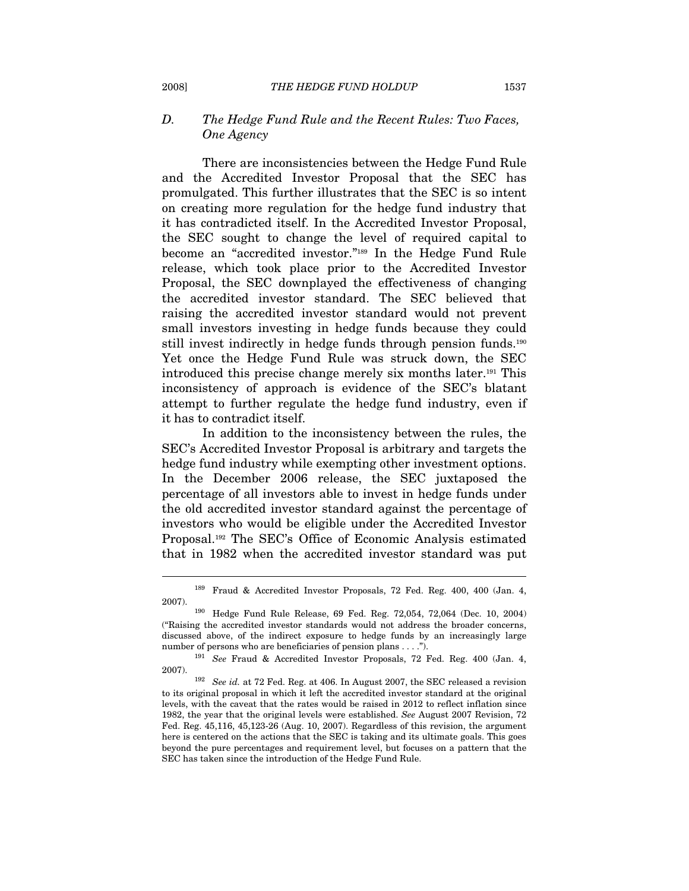### D. *The Hedge Fund Rule and the Recent Rules: Two Faces, One Agency*

There are inconsistencies between the Hedge Fund Rule and the Accredited Investor Proposal that the SEC has promulgated. This further illustrates that the SEC is so intent on creating more regulation for the hedge fund industry that it has contradicted itself. In the Accredited Investor Proposal, the SEC sought to change the level of required capital to become an "accredited investor."[189] In the Hedge Fund Rule release, which took place prior to the Accredited Investor Proposal, the SEC downplayed the effectiveness of changing the accredited investor standard. The SEC believed that raising the accredited investor standard would not prevent small investors investing in hedge funds because they could still invest indirectly in hedge funds through pension funds.[190] Yet once the Hedge Fund Rule was struck down, the SEC introduced this precise change merely six months later.[191] This inconsistency of approach is evidence of the SEC's blatant attempt to further regulate the hedge fund industry, even if it has to contradict itself.

In addition to the inconsistency between the rules, the SEC's Accredited Investor Proposal is arbitrary and targets the hedge fund industry while exempting other investment options. In the December 2006 release, the SEC juxtaposed the percentage of all investors able to invest in hedge funds under the old accredited investor standard against the percentage of investors who would be eligible under the Accredited Investor Proposal.[192] The SEC's Office of Economic Analysis estimated that in 1982 when the accredited investor standard was put

---

[189] Fraud & Accredited Investor Proposals, 72 Fed. Reg. 400, 400 (Jan. 4, 2007).

[190] Hedge Fund Rule Release, 69 Fed. Reg. 72,054, 72,064 (Dec. 10, 2004) ("Raising the accredited investor standards would not address the broader concerns, discussed above, of the indirect exposure to hedge funds by an increasingly large number of persons who are beneficiaries of pension plans . . . .").

[191] *See* Fraud & Accredited Investor Proposals, 72 Fed. Reg. 400 (Jan. 4, 2007).

[192] *See id.* at 72 Fed. Reg. at 406. In August 2007, the SEC released a revision to its original proposal in which it left the accredited investor standard at the original levels, with the caveat that the rates would be raised in 2012 to reflect inflation since 1982, the year that the original levels were established. *See* August 2007 Revision, 72 Fed. Reg. 45,116, 45,123-26 (Aug. 10, 2007). Regardless of this revision, the argument here is centered on the actions that the SEC is taking and its ultimate goals. This goes beyond the pure percentages and requirement level, but focuses on a pattern that the SEC has taken since the introduction of the Hedge Fund Rule.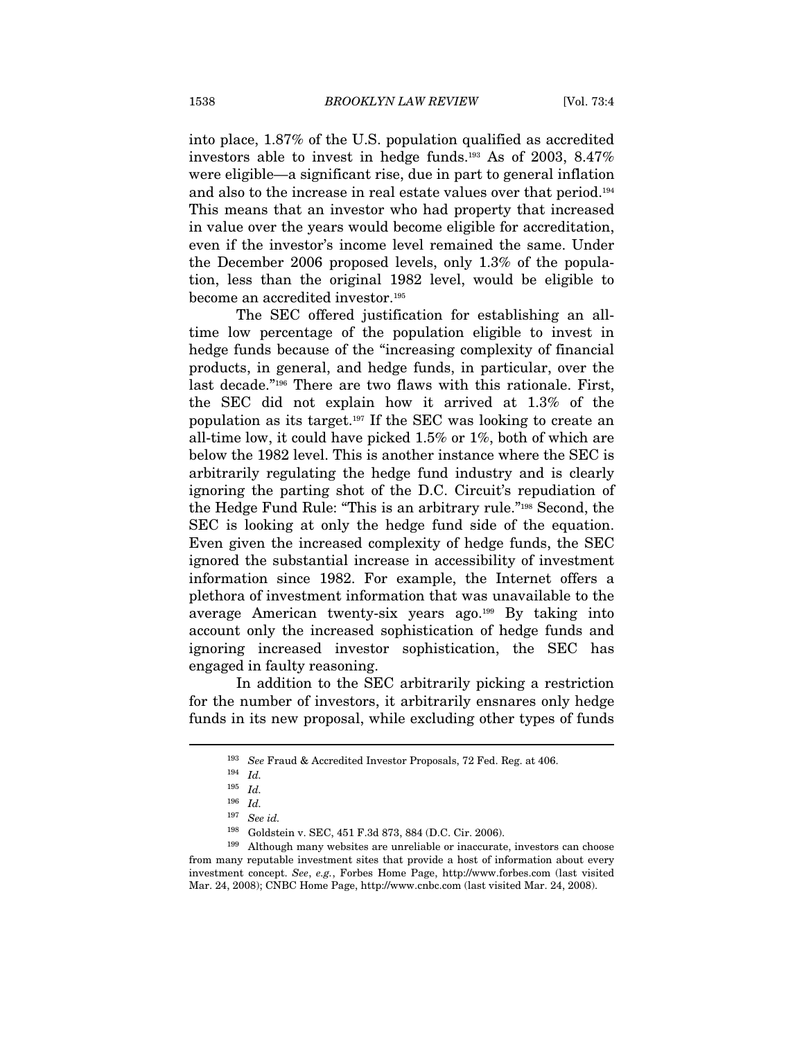into place, 1.87% of the U.S. population qualified as accredited investors able to invest in hedge funds.[193] As of 2003, 8.47% were eligible—a significant rise, due in part to general inflation and also to the increase in real estate values over that period.[194] This means that an investor who had property that increased in value over the years would become eligible for accreditation, even if the investor's income level remained the same. Under the December 2006 proposed levels, only 1.3% of the population, less than the original 1982 level, would be eligible to become an accredited investor.[195]

The SEC offered justification for establishing an all-time low percentage of the population eligible to invest in hedge funds because of the "increasing complexity of financial products, in general, and hedge funds, in particular, over the last decade."[196] There are two flaws with this rationale. First, the SEC did not explain how it arrived at 1.3% of the population as its target.[197] If the SEC was looking to create an all-time low, it could have picked 1.5% or 1%, both of which are below the 1982 level. This is another instance where the SEC is arbitrarily regulating the hedge fund industry and is clearly ignoring the parting shot of the D.C. Circuit's repudiation of the Hedge Fund Rule: "This is an arbitrary rule."[198] Second, the SEC is looking at only the hedge fund side of the equation. Even given the increased complexity of hedge funds, the SEC ignored the substantial increase in accessibility of investment information since 1982. For example, the Internet offers a plethora of investment information that was unavailable to the average American twenty-six years ago.[199] By taking into account only the increased sophistication of hedge funds and ignoring increased investor sophistication, the SEC has engaged in faulty reasoning.

In addition to the SEC arbitrarily picking a restriction for the number of investors, it arbitrarily ensnares only hedge funds in its new proposal, while excluding other types of funds

---

[193] *See* Fraud & Accredited Investor Proposals, 72 Fed. Reg. at 406.

[194] *Id.*

[195] *Id.*

[196] *Id.*

[197] *See id.*

[198] Goldstein v. SEC, 451 F.3d 873, 884 (D.C. Cir. 2006).

[199] Although many websites are unreliable or inaccurate, investors can choose from many reputable investment sites that provide a host of information about every investment concept. *See, e.g.*, Forbes Home Page, http://www.forbes.com (last visited Mar. 24, 2008); CNBC Home Page, http://www.cnbc.com (last visited Mar. 24, 2008).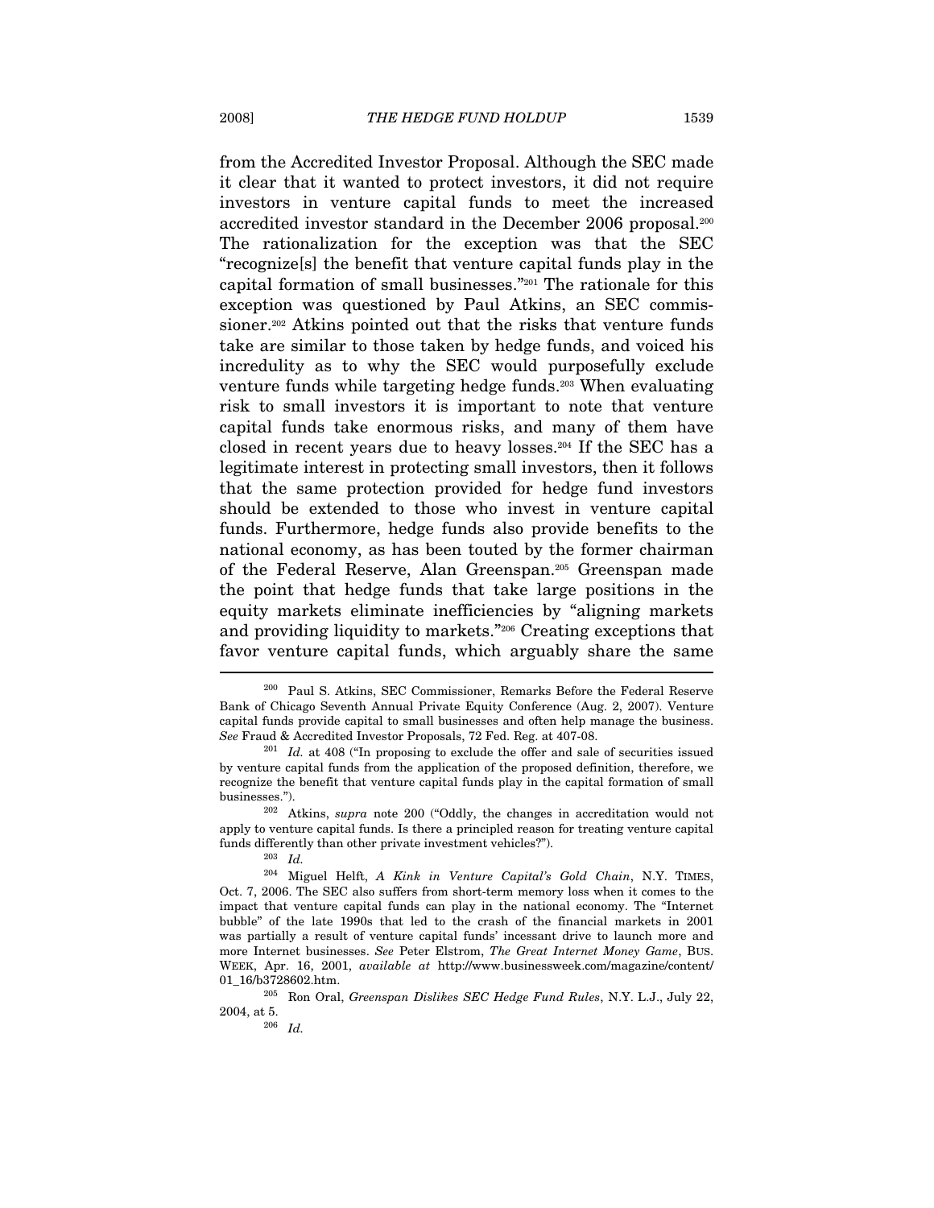from the Accredited Investor Proposal. Although the SEC made it clear that it wanted to protect investors, it did not require investors in venture capital funds to meet the increased accredited investor standard in the December 2006 proposal.[200] The rationalization for the exception was that the SEC "recognize[s] the benefit that venture capital funds play in the capital formation of small businesses."[201] The rationale for this exception was questioned by Paul Atkins, an SEC commissioner.[202] Atkins pointed out that the risks that venture funds take are similar to those taken by hedge funds, and voiced his incredulity as to why the SEC would purposefully exclude venture funds while targeting hedge funds.[203] When evaluating risk to small investors it is important to note that venture capital funds take enormous risks, and many of them have closed in recent years due to heavy losses.[204] If the SEC has a legitimate interest in protecting small investors, then it follows that the same protection provided for hedge fund investors should be extended to those who invest in venture capital funds. Furthermore, hedge funds also provide benefits to the national economy, as has been touted by the former chairman of the Federal Reserve, Alan Greenspan.[205] Greenspan made the point that hedge funds that take large positions in the equity markets eliminate inefficiencies by "aligning markets and providing liquidity to markets."[206] Creating exceptions that favor venture capital funds, which arguably share the same

---

[200] Paul S. Atkins, SEC Commissioner, Remarks Before the Federal Reserve Bank of Chicago Seventh Annual Private Equity Conference (Aug. 2, 2007). Venture capital funds provide capital to small businesses and often help manage the business. *See* Fraud & Accredited Investor Proposals, 72 Fed. Reg. at 407-08.

[201] *Id.* at 408 ("In proposing to exclude the offer and sale of securities issued by venture capital funds from the application of the proposed definition, therefore, we recognize the benefit that venture capital funds play in the capital formation of small businesses.").

[202] Atkins, *supra* note 200 ("Oddly, the changes in accreditation would not apply to venture capital funds. Is there a principled reason for treating venture capital funds differently than other private investment vehicles?").

[203] *Id.*

[204] Miguel Helft, *A Kink in Venture Capital's Gold Chain*, N.Y. TIMES, Oct. 7, 2006. The SEC also suffers from short-term memory loss when it comes to the impact that venture capital funds can play in the national economy. The "Internet bubble" of the late 1990s that led to the crash of the financial markets in 2001 was partially a result of venture capital funds' incessant drive to launch more and more Internet businesses. *See* Peter Elstrom, *The Great Internet Money Game*, BUS. WEEK, Apr. 16, 2001, *available at* http://www.businessweek.com/magazine/content/01_16/b3728602.htm.

[205] Ron Oral, *Greenspan Dislikes SEC Hedge Fund Rules*, N.Y. L.J., July 22, 2004, at 5.

[206] *Id.*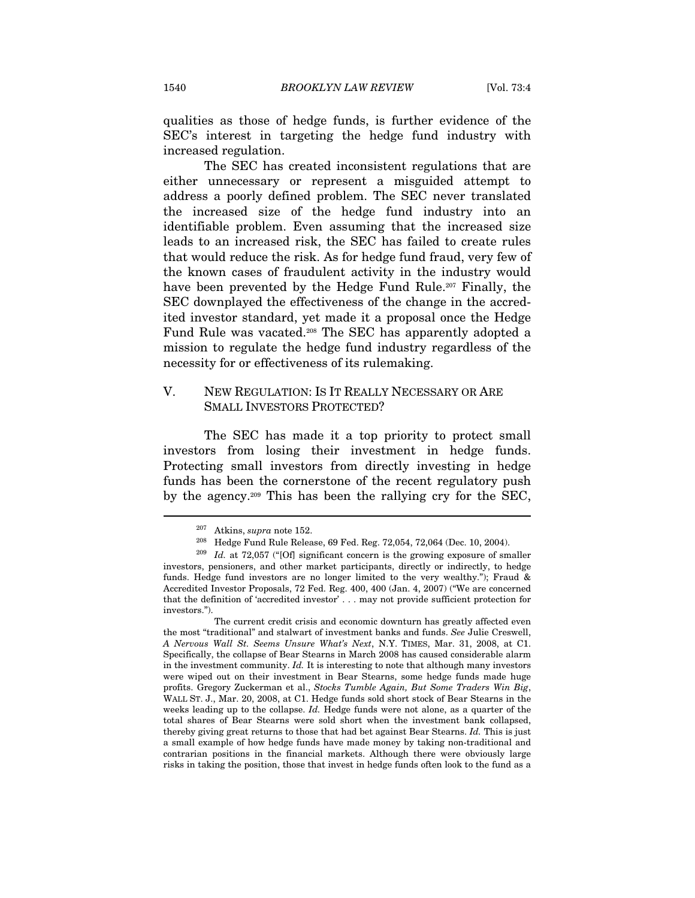qualities as those of hedge funds, is further evidence of the SEC's interest in targeting the hedge fund industry with increased regulation.

The SEC has created inconsistent regulations that are either unnecessary or represent a misguided attempt to address a poorly defined problem. The SEC never translated the increased size of the hedge fund industry into an identifiable problem. Even assuming that the increased size leads to an increased risk, the SEC has failed to create rules that would reduce the risk. As for hedge fund fraud, very few of the known cases of fraudulent activity in the industry would have been prevented by the Hedge Fund Rule.[207] Finally, the SEC downplayed the effectiveness of the change in the accredited investor standard, yet made it a proposal once the Hedge Fund Rule was vacated.[208] The SEC has apparently adopted a mission to regulate the hedge fund industry regardless of the necessity for or effectiveness of its rulemaking.

## V. NEW REGULATION: IS IT REALLY NECESSARY OR ARE SMALL INVESTORS PROTECTED?

The SEC has made it a top priority to protect small investors from losing their investment in hedge funds. Protecting small investors from directly investing in hedge funds has been the cornerstone of the recent regulatory push by the agency.[209] This has been the rallying cry for the SEC,

---

[207] Atkins, *supra* note 152.

[208] Hedge Fund Rule Release, 69 Fed. Reg. 72,054, 72,064 (Dec. 10, 2004).

[209] *Id.* at 72,057 ("[Of] significant concern is the growing exposure of smaller investors, pensioners, and other market participants, directly or indirectly, to hedge funds. Hedge fund investors are no longer limited to the very wealthy."); Fraud & Accredited Investor Proposals, 72 Fed. Reg. 400, 400 (Jan. 4, 2007) ("We are concerned that the definition of 'accredited investor' . . . may not provide sufficient protection for investors.").

The current credit crisis and economic downturn has greatly affected even the most "traditional" and stalwart of investment banks and funds. *See* Julie Creswell, *A Nervous Wall St. Seems Unsure What's Next*, N.Y. TIMES, Mar. 31, 2008, at C1. Specifically, the collapse of Bear Stearns in March 2008 has caused considerable alarm in the investment community. *Id.* It is interesting to note that although many investors were wiped out on their investment in Bear Stearns, some hedge funds made huge profits. Gregory Zuckerman et al., *Stocks Tumble Again, But Some Traders Win Big*, WALL ST. J., Mar. 20, 2008, at C1. Hedge funds sold short stock of Bear Stearns in the weeks leading up to the collapse. *Id.* Hedge funds were not alone, as a quarter of the total shares of Bear Stearns were sold short when the investment bank collapsed, thereby giving great returns to those that had bet against Bear Stearns. *Id.* This is just a small example of how hedge funds have made money by taking non-traditional and contrarian positions in the financial markets. Although there were obviously large risks in taking the position, those that invest in hedge funds often look to the fund as a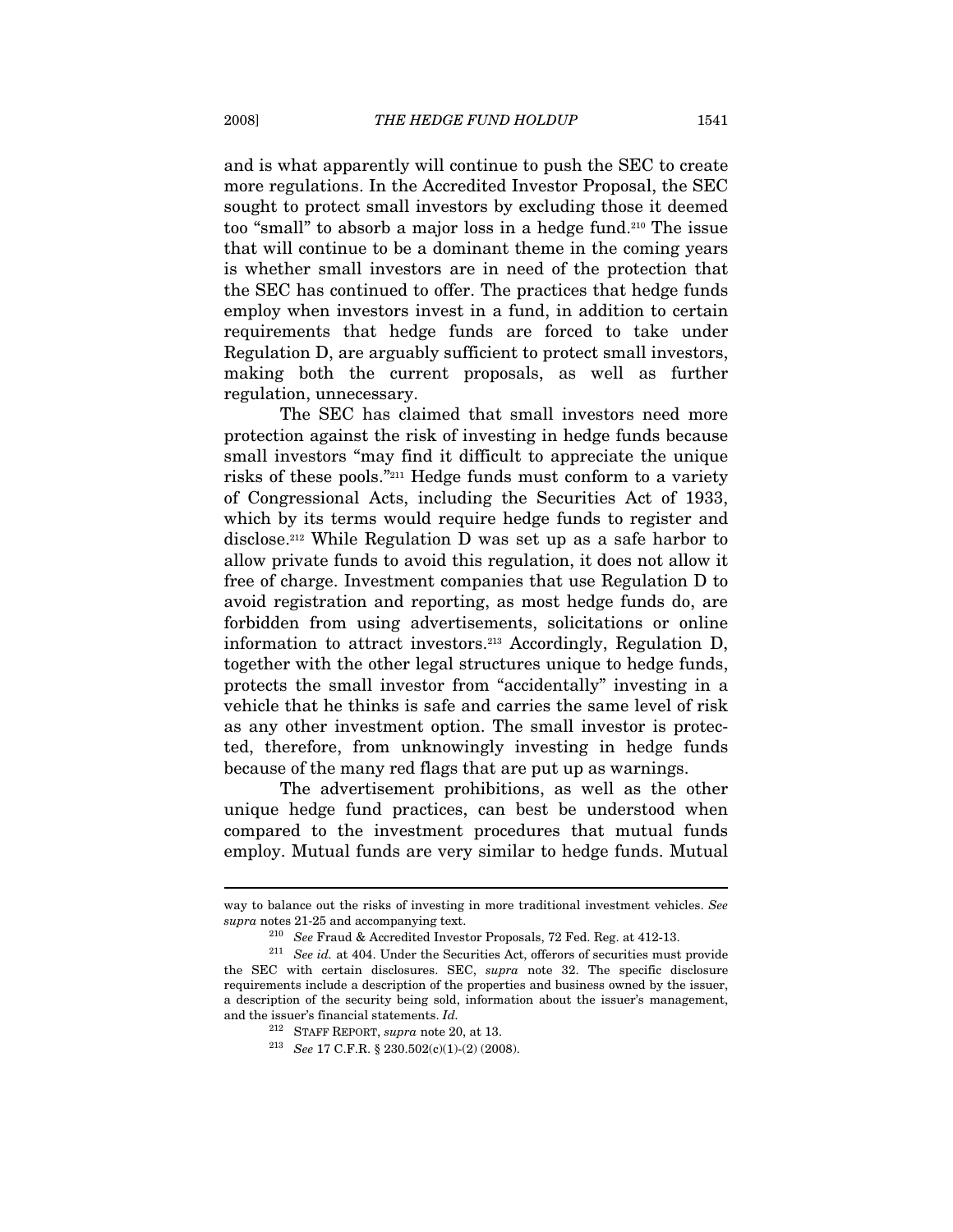and is what apparently will continue to push the SEC to create more regulations. In the Accredited Investor Proposal, the SEC sought to protect small investors by excluding those it deemed too "small" to absorb a major loss in a hedge fund.[210] The issue that will continue to be a dominant theme in the coming years is whether small investors are in need of the protection that the SEC has continued to offer. The practices that hedge funds employ when investors invest in a fund, in addition to certain requirements that hedge funds are forced to take under Regulation D, are arguably sufficient to protect small investors, making both the current proposals, as well as further regulation, unnecessary.

The SEC has claimed that small investors need more protection against the risk of investing in hedge funds because small investors "may find it difficult to appreciate the unique risks of these pools."[211] Hedge funds must conform to a variety of Congressional Acts, including the Securities Act of 1933, which by its terms would require hedge funds to register and disclose.[212] While Regulation D was set up as a safe harbor to allow private funds to avoid this regulation, it does not allow it free of charge. Investment companies that use Regulation D to avoid registration and reporting, as most hedge funds do, are forbidden from using advertisements, solicitations or online information to attract investors.[213] Accordingly, Regulation D, together with the other legal structures unique to hedge funds, protects the small investor from "accidentally" investing in a vehicle that he thinks is safe and carries the same level of risk as any other investment option. The small investor is protected, therefore, from unknowingly investing in hedge funds because of the many red flags that are put up as warnings.

The advertisement prohibitions, as well as the other unique hedge fund practices, can best be understood when compared to the investment procedures that mutual funds employ. Mutual funds are very similar to hedge funds. Mutual

---

way to balance out the risks of investing in more traditional investment vehicles. *See supra* notes 21-25 and accompanying text.

[210] *See* Fraud & Accredited Investor Proposals, 72 Fed. Reg. at 412-13.

[211] *See id.* at 404. Under the Securities Act, offerors of securities must provide the SEC with certain disclosures. SEC, *supra* note 32. The specific disclosure requirements include a description of the properties and business owned by the issuer, a description of the security being sold, information about the issuer's management, and the issuer's financial statements. *Id.*

[212] STAFF REPORT, *supra* note 20, at 13.

[213] *See* 17 C.F.R. § 230.502(c)(1)-(2) (2008).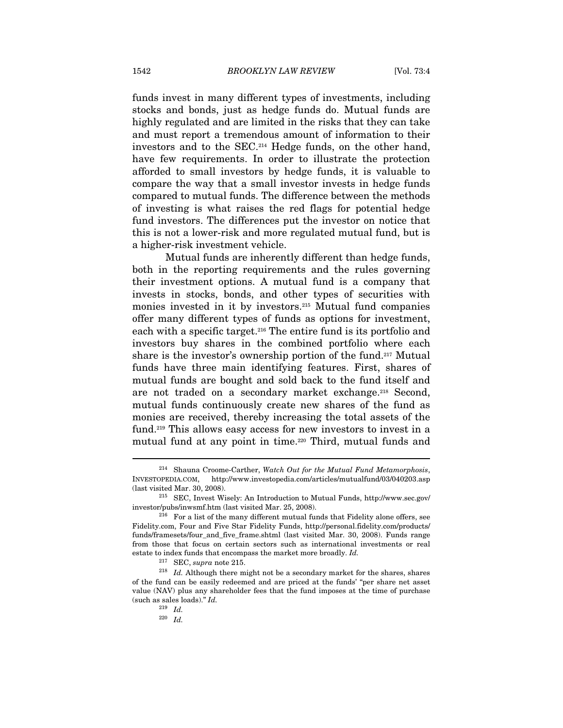funds invest in many different types of investments, including stocks and bonds, just as hedge funds do. Mutual funds are highly regulated and are limited in the risks that they can take and must report a tremendous amount of information to their investors and to the SEC.[214] Hedge funds, on the other hand, have few requirements. In order to illustrate the protection afforded to small investors by hedge funds, it is valuable to compare the way that a small investor invests in hedge funds compared to mutual funds. The difference between the methods of investing is what raises the red flags for potential hedge fund investors. The differences put the investor on notice that this is not a lower-risk and more regulated mutual fund, but is a higher-risk investment vehicle.

Mutual funds are inherently different than hedge funds, both in the reporting requirements and the rules governing their investment options. A mutual fund is a company that invests in stocks, bonds, and other types of securities with monies invested in it by investors.[215] Mutual fund companies offer many different types of funds as options for investment, each with a specific target.[216] The entire fund is its portfolio and investors buy shares in the combined portfolio where each share is the investor's ownership portion of the fund.[217] Mutual funds have three main identifying features. First, shares of mutual funds are bought and sold back to the fund itself and are not traded on a secondary market exchange.[218] Second, mutual funds continuously create new shares of the fund as monies are received, thereby increasing the total assets of the fund.[219] This allows easy access for new investors to invest in a mutual fund at any point in time.[220] Third, mutual funds and

---

[214] Shauna Croome-Carther, *Watch Out for the Mutual Fund Metamorphosis*, INVESTOPEDIA.COM, http://www.investopedia.com/articles/mutualfund/03/040203.asp (last visited Mar. 30, 2008).

[215] SEC, Invest Wisely: An Introduction to Mutual Funds, http://www.sec.gov/investor/pubs/inwsmf.htm (last visited Mar. 25, 2008).

[216] For a list of the many different mutual funds that Fidelity alone offers, see Fidelity.com, Four and Five Star Fidelity Funds, http://personal.fidelity.com/products/funds/framesets/four_and_five_frame.shtml (last visited Mar. 30, 2008). Funds range from those that focus on certain sectors such as international investments or real estate to index funds that encompass the market more broadly. *Id.*

[217] SEC, *supra* note 215.

[218] *Id.* Although there might not be a secondary market for the shares, shares of the fund can be easily redeemed and are priced at the funds' "per share net asset value (NAV) plus any shareholder fees that the fund imposes at the time of purchase (such as sales loads)." *Id.*

[219] *Id.*

[220] *Id.*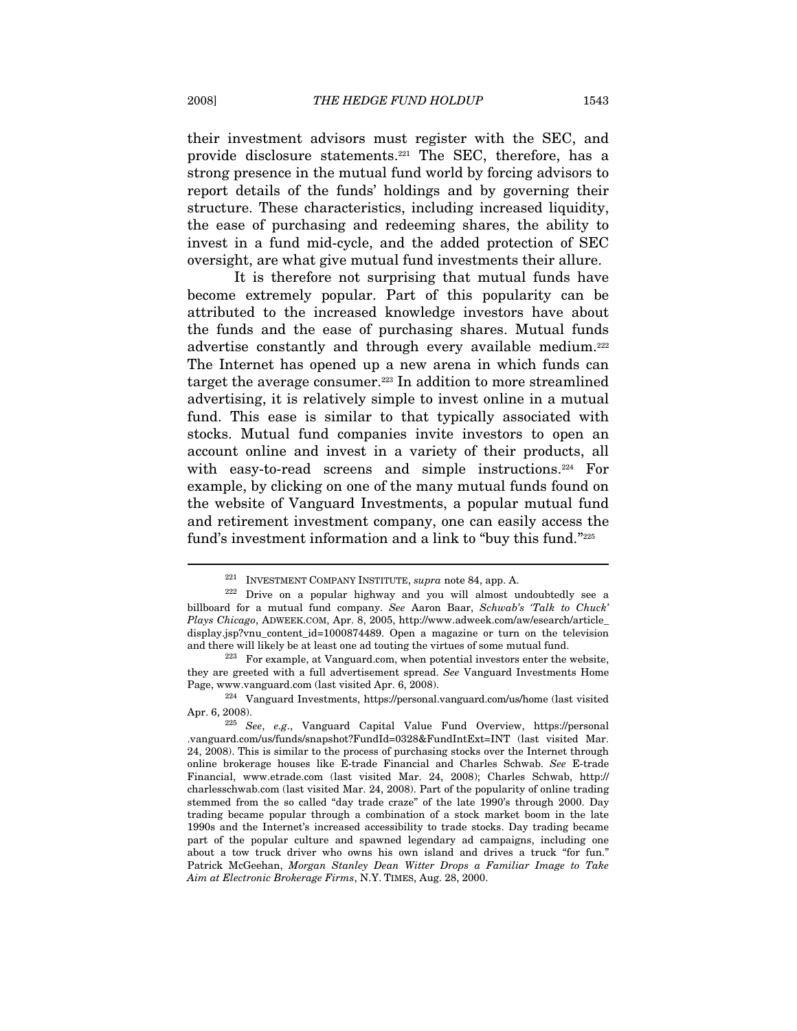their investment advisors must register with the SEC, and provide disclosure statements.[221] The SEC, therefore, has a strong presence in the mutual fund world by forcing advisors to report details of the funds' holdings and by governing their structure. These characteristics, including increased liquidity, the ease of purchasing and redeeming shares, the ability to invest in a fund mid-cycle, and the added protection of SEC oversight, are what give mutual fund investments their allure.

It is therefore not surprising that mutual funds have become extremely popular. Part of this popularity can be attributed to the increased knowledge investors have about the funds and the ease of purchasing shares. Mutual funds advertise constantly and through every available medium.[222] The Internet has opened up a new arena in which funds can target the average consumer.[223] In addition to more streamlined advertising, it is relatively simple to invest online in a mutual fund. This ease is similar to that typically associated with stocks. Mutual fund companies invite investors to open an account online and invest in a variety of their products, all with easy-to-read screens and simple instructions.[224] For example, by clicking on one of the many mutual funds found on the website of Vanguard Investments, a popular mutual fund and retirement investment company, one can easily access the fund's investment information and a link to "buy this fund."[225]

---

[221] INVESTMENT COMPANY INSTITUTE, *supra* note 84, app. A.

[222] Drive on a popular highway and you will almost undoubtedly see a billboard for a mutual fund company. *See* Aaron Baar, *Schwab's 'Talk to Chuck' Plays Chicago*, ADWEEK.COM, Apr. 8, 2005, http://www.adweek.com/aw/esearch/article_display.jsp?vnu_content_id=1000874489. Open a magazine or turn on the television and there will likely be at least one ad touting the virtues of some mutual fund.

[223] For example, at Vanguard.com, when potential investors enter the website, they are greeted with a full advertisement spread. *See* Vanguard Investments Home Page, www.vanguard.com (last visited Apr. 6, 2008).

[224] Vanguard Investments, https://personal.vanguard.com/us/home (last visited Apr. 6, 2008).

[225] *See*, *e.g*., Vanguard Capital Value Fund Overview, https://personal.vanguard.com/us/funds/snapshot?FundId=0328&FundIntExt=INT (last visited Mar. 24, 2008). This is similar to the process of purchasing stocks over the Internet through online brokerage houses like E-trade Financial and Charles Schwab. *See* E-trade Financial, www.etrade.com (last visited Mar. 24, 2008); Charles Schwab, http://charlesschwab.com (last visited Mar. 24, 2008). Part of the popularity of online trading stemmed from the so called "day trade craze" of the late 1990's through 2000. Day trading became popular through a combination of a stock market boom in the late 1990s and the Internet's increased accessibility to trade stocks. Day trading became part of the popular culture and spawned legendary ad campaigns, including one about a tow truck driver who owns his own island and drives a truck "for fun." Patrick McGeehan, *Morgan Stanley Dean Witter Drops a Familiar Image to Take Aim at Electronic Brokerage Firms*, N.Y. TIMES, Aug. 28, 2000.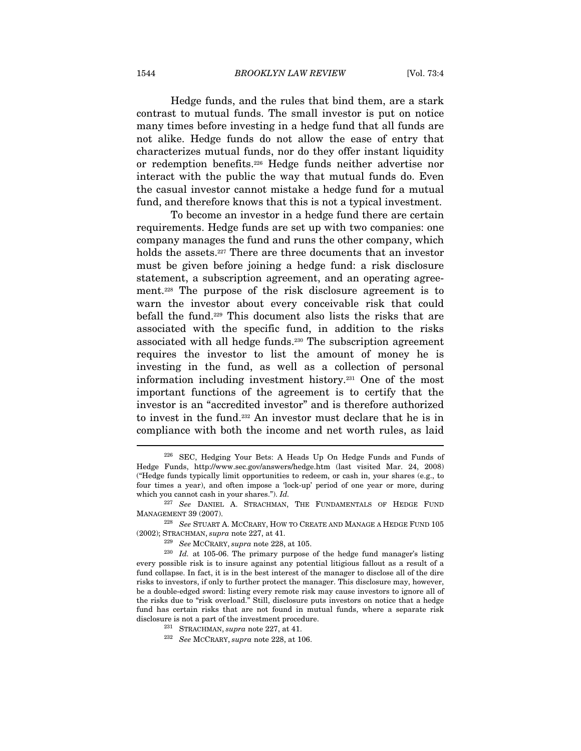Hedge funds, and the rules that bind them, are a stark contrast to mutual funds. The small investor is put on notice many times before investing in a hedge fund that all funds are not alike. Hedge funds do not allow the ease of entry that characterizes mutual funds, nor do they offer instant liquidity or redemption benefits.[226] Hedge funds neither advertise nor interact with the public the way that mutual funds do. Even the casual investor cannot mistake a hedge fund for a mutual fund, and therefore knows that this is not a typical investment.

To become an investor in a hedge fund there are certain requirements. Hedge funds are set up with two companies: one company manages the fund and runs the other company, which holds the assets.[227] There are three documents that an investor must be given before joining a hedge fund: a risk disclosure statement, a subscription agreement, and an operating agreement.[228] The purpose of the risk disclosure agreement is to warn the investor about every conceivable risk that could befall the fund.[229] This document also lists the risks that are associated with the specific fund, in addition to the risks associated with all hedge funds.[230] The subscription agreement requires the investor to list the amount of money he is investing in the fund, as well as a collection of personal information including investment history.[231] One of the most important functions of the agreement is to certify that the investor is an "accredited investor" and is therefore authorized to invest in the fund.[232] An investor must declare that he is in compliance with both the income and net worth rules, as laid

---

[226] SEC, Hedging Your Bets: A Heads Up On Hedge Funds and Funds of Hedge Funds, http://www.sec.gov/answers/hedge.htm (last visited Mar. 24, 2008) ("Hedge funds typically limit opportunities to redeem, or cash in, your shares (e.g., to four times a year), and often impose a 'lock-up' period of one year or more, during which you cannot cash in your shares."). *Id.*

[227] *See* DANIEL A. STRACHMAN, THE FUNDAMENTALS OF HEDGE FUND MANAGEMENT 39 (2007).

[228] *See* STUART A. MCCRARY, HOW TO CREATE AND MANAGE A HEDGE FUND 105 (2002); STRACHMAN, *supra* note 227, at 41.

[229] *See* MCCRARY, *supra* note 228, at 105.

[230] *Id.* at 105-06. The primary purpose of the hedge fund manager's listing every possible risk is to insure against any potential litigious fallout as a result of a fund collapse. In fact, it is in the best interest of the manager to disclose all of the dire risks to investors, if only to further protect the manager. This disclosure may, however, be a double-edged sword: listing every remote risk may cause investors to ignore all of the risks due to "risk overload." Still, disclosure puts investors on notice that a hedge fund has certain risks that are not found in mutual funds, where a separate risk disclosure is not a part of the investment procedure.

[231] STRACHMAN, *supra* note 227, at 41.

[232] *See* MCCRARY, *supra* note 228, at 106.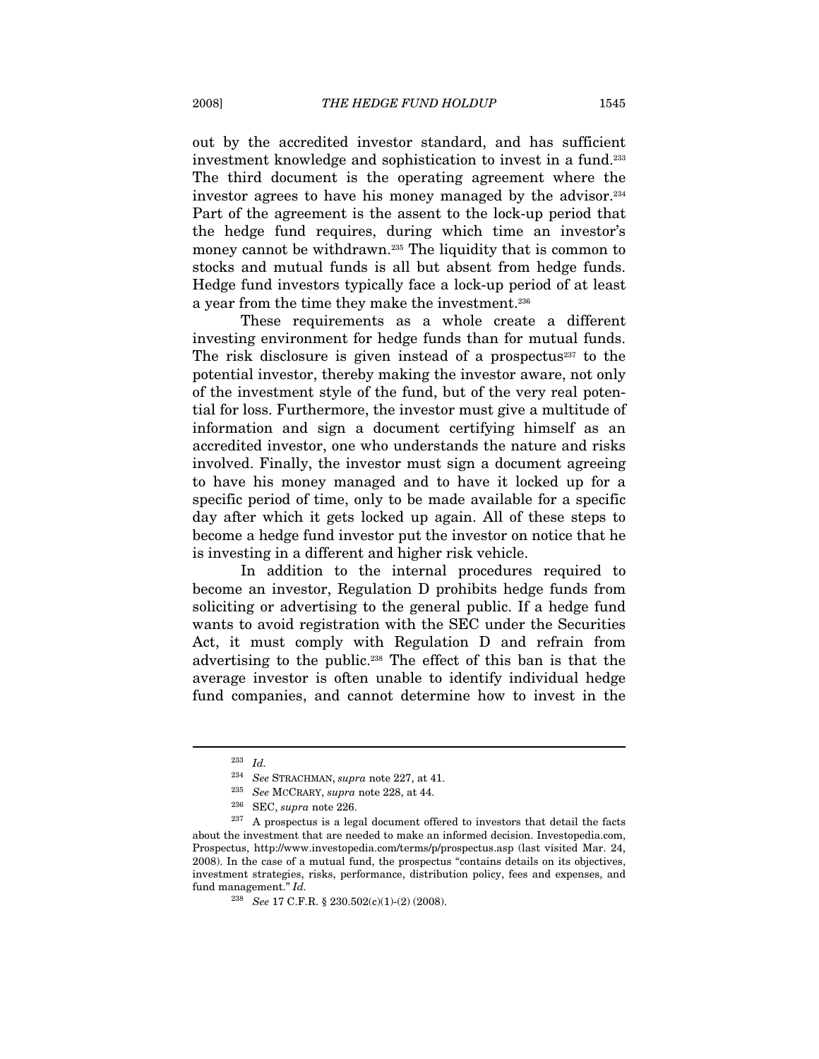out by the accredited investor standard, and has sufficient investment knowledge and sophistication to invest in a fund.[233] The third document is the operating agreement where the investor agrees to have his money managed by the advisor.[234] Part of the agreement is the assent to the lock-up period that the hedge fund requires, during which time an investor's money cannot be withdrawn.[235] The liquidity that is common to stocks and mutual funds is all but absent from hedge funds. Hedge fund investors typically face a lock-up period of at least a year from the time they make the investment.[236]

These requirements as a whole create a different investing environment for hedge funds than for mutual funds. The risk disclosure is given instead of a prospectus[237] to the potential investor, thereby making the investor aware, not only of the investment style of the fund, but of the very real potential for loss. Furthermore, the investor must give a multitude of information and sign a document certifying himself as an accredited investor, one who understands the nature and risks involved. Finally, the investor must sign a document agreeing to have his money managed and to have it locked up for a specific period of time, only to be made available for a specific day after which it gets locked up again. All of these steps to become a hedge fund investor put the investor on notice that he is investing in a different and higher risk vehicle.

In addition to the internal procedures required to become an investor, Regulation D prohibits hedge funds from soliciting or advertising to the general public. If a hedge fund wants to avoid registration with the SEC under the Securities Act, it must comply with Regulation D and refrain from advertising to the public.[238] The effect of this ban is that the average investor is often unable to identify individual hedge fund companies, and cannot determine how to invest in the

---

[233] *Id.*

[234] *See* STRACHMAN, *supra* note 227, at 41.

[235] *See* MCCRARY, *supra* note 228, at 44.

[236] SEC, *supra* note 226.

[237] A prospectus is a legal document offered to investors that detail the facts about the investment that are needed to make an informed decision. Investopedia.com, Prospectus, http://www.investopedia.com/terms/p/prospectus.asp (last visited Mar. 24, 2008). In the case of a mutual fund, the prospectus "contains details on its objectives, investment strategies, risks, performance, distribution policy, fees and expenses, and fund management." *Id.*

[238] *See* 17 C.F.R. § 230.502(c)(1)-(2) (2008).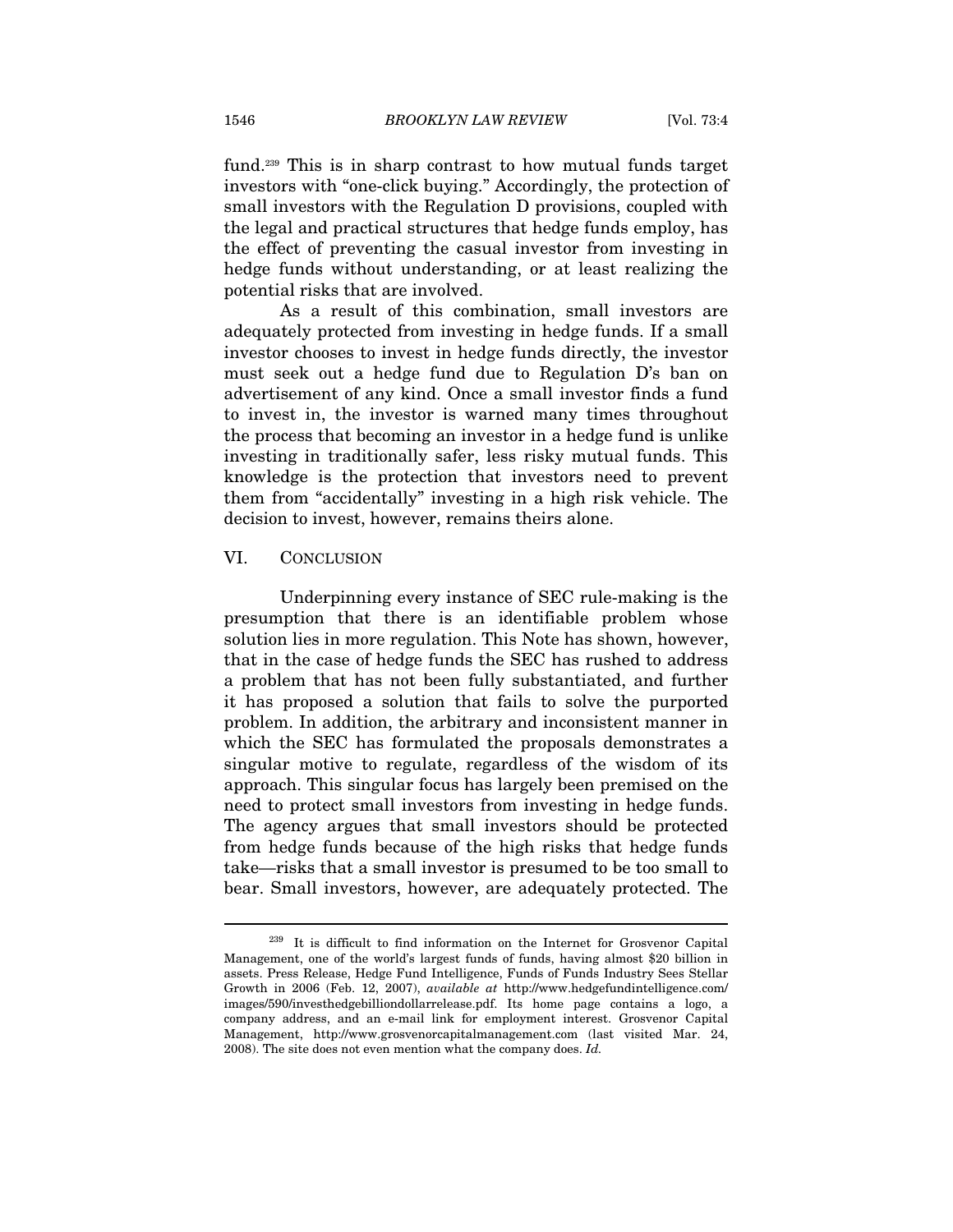fund.[239] This is in sharp contrast to how mutual funds target investors with "one-click buying." Accordingly, the protection of small investors with the Regulation D provisions, coupled with the legal and practical structures that hedge funds employ, has the effect of preventing the casual investor from investing in hedge funds without understanding, or at least realizing the potential risks that are involved.

As a result of this combination, small investors are adequately protected from investing in hedge funds. If a small investor chooses to invest in hedge funds directly, the investor must seek out a hedge fund due to Regulation D's ban on advertisement of any kind. Once a small investor finds a fund to invest in, the investor is warned many times throughout the process that becoming an investor in a hedge fund is unlike investing in traditionally safer, less risky mutual funds. This knowledge is the protection that investors need to prevent them from "accidentally" investing in a high risk vehicle. The decision to invest, however, remains theirs alone.

## VI. CONCLUSION

Underpinning every instance of SEC rule-making is the presumption that there is an identifiable problem whose solution lies in more regulation. This Note has shown, however, that in the case of hedge funds the SEC has rushed to address a problem that has not been fully substantiated, and further it has proposed a solution that fails to solve the purported problem. In addition, the arbitrary and inconsistent manner in which the SEC has formulated the proposals demonstrates a singular motive to regulate, regardless of the wisdom of its approach. This singular focus has largely been premised on the need to protect small investors from investing in hedge funds. The agency argues that small investors should be protected from hedge funds because of the high risks that hedge funds take—risks that a small investor is presumed to be too small to bear. Small investors, however, are adequately protected. The

---

[239] It is difficult to find information on the Internet for Grosvenor Capital Management, one of the world's largest funds of funds, having almost $20 billion in assets. Press Release, Hedge Fund Intelligence, Funds of Funds Industry Sees Stellar Growth in 2006 (Feb. 12, 2007), *available at* http://www.hedgefundintelligence.com/images/590/investhedgebilliondollarrelease.pdf. Its home page contains a logo, a company address, and an e-mail link for employment interest. Grosvenor Capital Management, http://www.grosvenorcapitalmanagement.com (last visited Mar. 24, 2008). The site does not even mention what the company does. *Id.*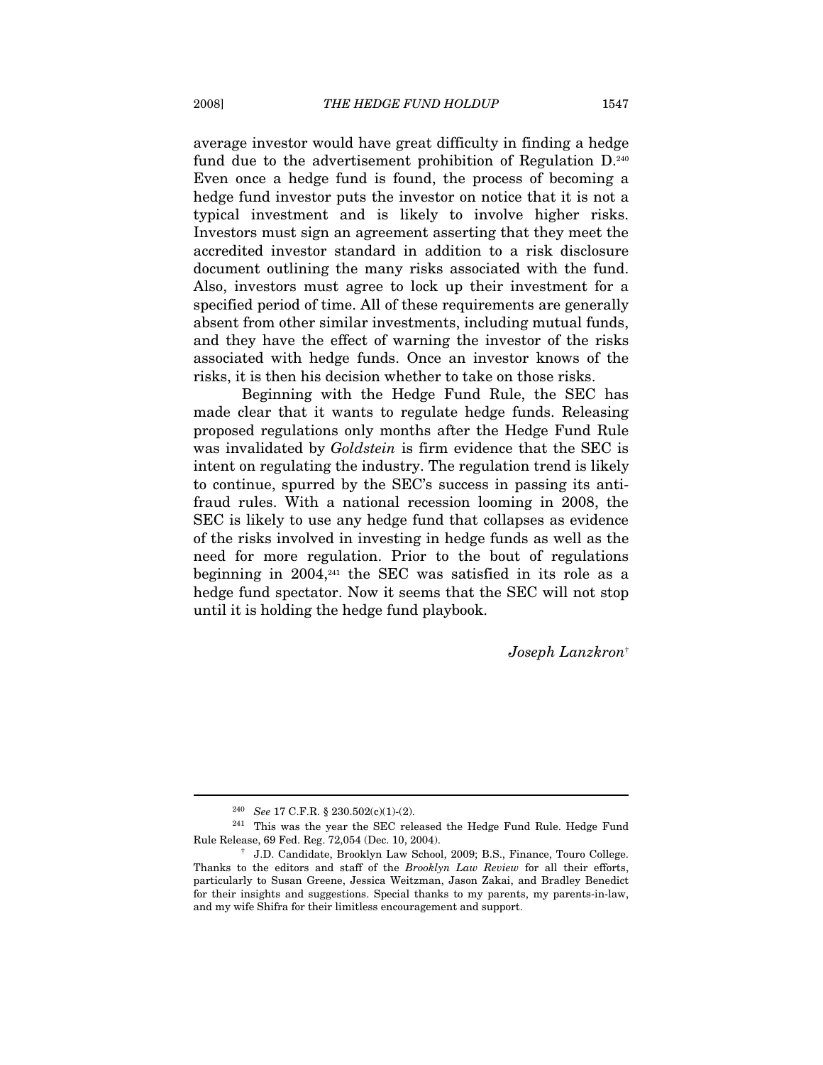average investor would have great difficulty in finding a hedge fund due to the advertisement prohibition of Regulation D.[240] Even once a hedge fund is found, the process of becoming a hedge fund investor puts the investor on notice that it is not a typical investment and is likely to involve higher risks. Investors must sign an agreement asserting that they meet the accredited investor standard in addition to a risk disclosure document outlining the many risks associated with the fund. Also, investors must agree to lock up their investment for a specified period of time. All of these requirements are generally absent from other similar investments, including mutual funds, and they have the effect of warning the investor of the risks associated with hedge funds. Once an investor knows of the risks, it is then his decision whether to take on those risks.

Beginning with the Hedge Fund Rule, the SEC has made clear that it wants to regulate hedge funds. Releasing proposed regulations only months after the Hedge Fund Rule was invalidated by *Goldstein* is firm evidence that the SEC is intent on regulating the industry. The regulation trend is likely to continue, spurred by the SEC's success in passing its anti-fraud rules. With a national recession looming in 2008, the SEC is likely to use any hedge fund that collapses as evidence of the risks involved in investing in hedge funds as well as the need for more regulation. Prior to the bout of regulations beginning in 2004,[241] the SEC was satisfied in its role as a hedge fund spectator. Now it seems that the SEC will not stop until it is holding the hedge fund playbook.

*Joseph Lanzkron*[†]

---

[240] *See* 17 C.F.R. § 230.502(c)(1)-(2).

[241] This was the year the SEC released the Hedge Fund Rule. Hedge Fund Rule Release, 69 Fed. Reg. 72,054 (Dec. 10, 2004).

[†] J.D. Candidate, Brooklyn Law School, 2009; B.S., Finance, Touro College. Thanks to the editors and staff of the *Brooklyn Law Review* for all their efforts, particularly to Susan Greene, Jessica Weitzman, Jason Zakai, and Bradley Benedict for their insights and suggestions. Special thanks to my parents, my parents-in-law, and my wife Shifra for their limitless encouragement and support.